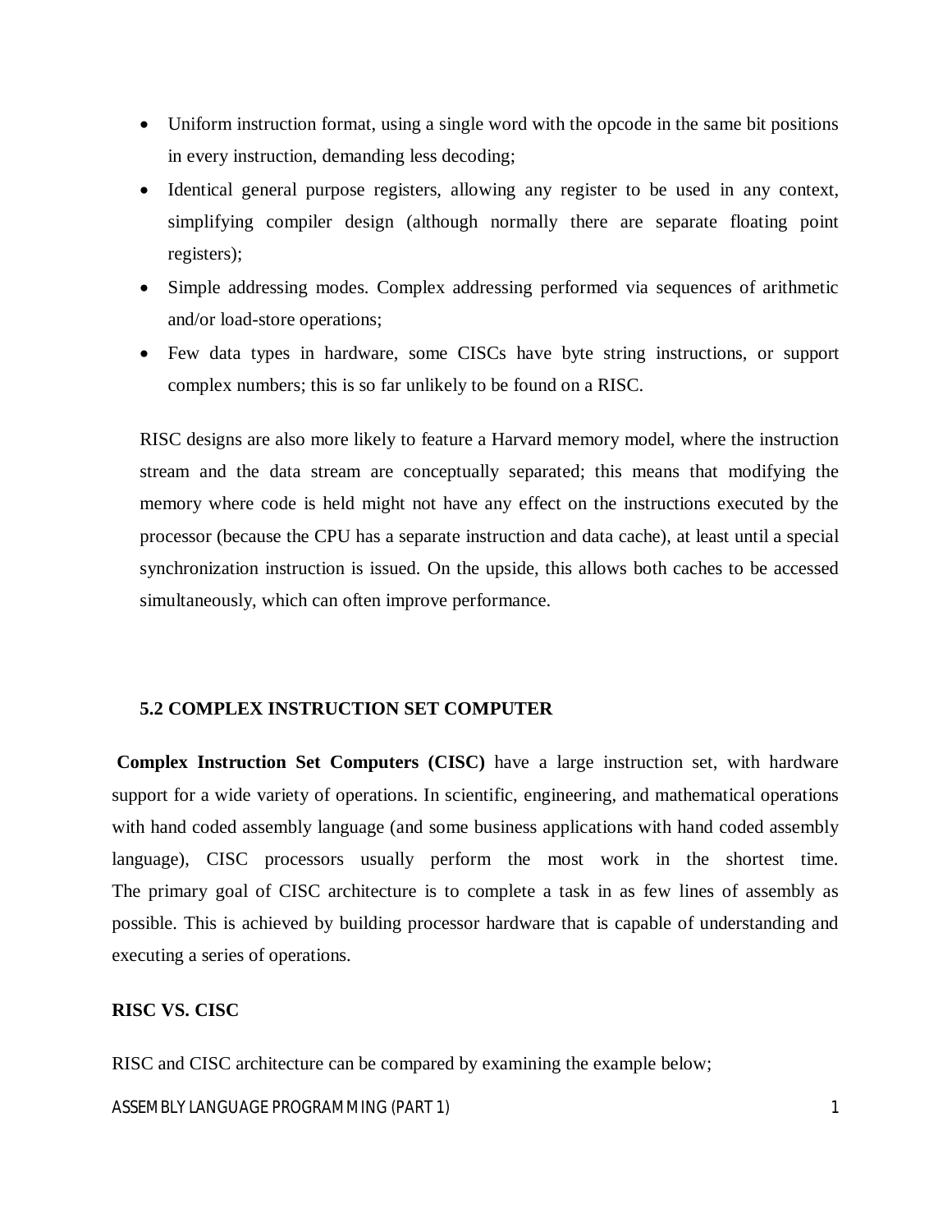- Uniform instruction format, using a single word with the opcode in the same bit positions in every instruction, demanding less decoding;
- Identical general purpose registers, allowing any register to be used in any context, simplifying compiler design (although normally there are separate floating point registers);
- Simple addressing modes. Complex addressing performed via sequences of arithmetic and/or load-store operations;
- Few data types in hardware, some CISCs have byte string instructions, or support complex numbers; this is so far unlikely to be found on a RISC.

RISC designs are also more likely to feature a Harvard memory model, where the instruction stream and the data stream are conceptually separated; this means that modifying the memory where code is held might not have any effect on the instructions executed by the processor (because the CPU has a separate instruction and data cache), at least until a special synchronization instruction is issued. On the upside, this allows both caches to be accessed simultaneously, which can often improve performance.

## 5.2 COMPLEX INSTRUCTION SET COMPUTER

**Complex Instruction Set Computers (CISC)** have a large instruction set, with hardware support for a wide variety of operations. In scientific, engineering, and mathematical operations with hand coded assembly language (and some business applications with hand coded assembly language), CISC processors usually perform the most work in the shortest time. The primary goal of CISC architecture is to complete a task in as few lines of assembly as possible. This is achieved by building processor hardware that is capable of understanding and executing a series of operations.

### RISC VS. CISC

RISC and CISC architecture can be compared by examining the example below;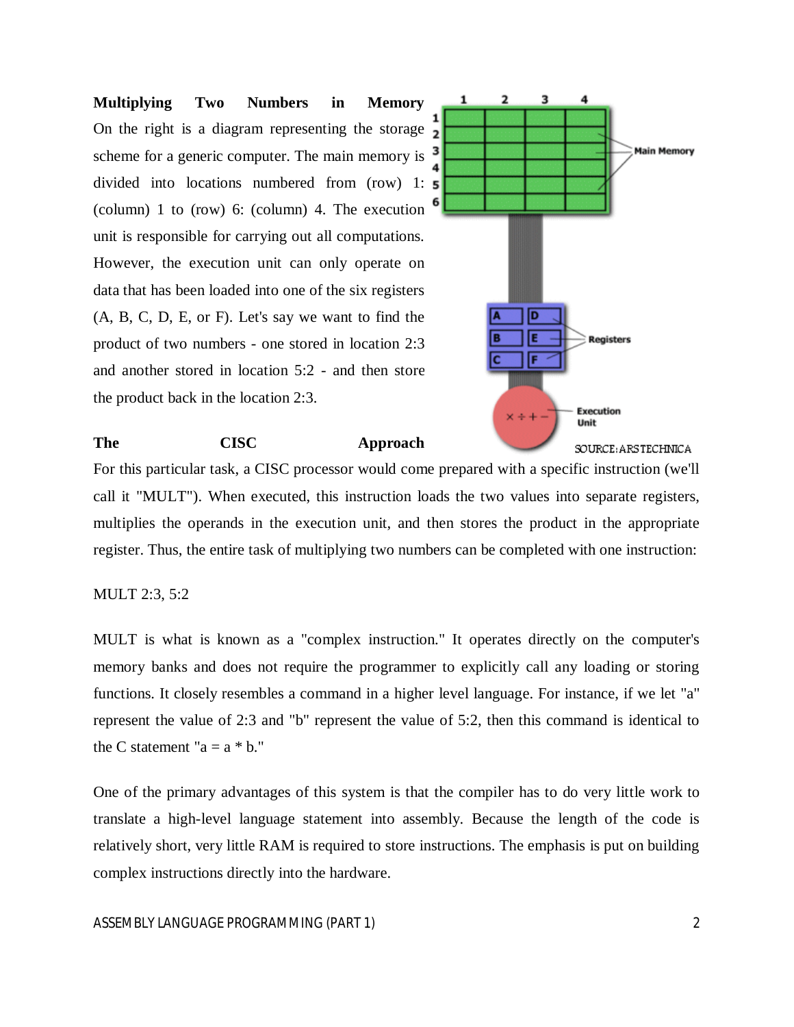**Multiplying Two Numbers in Memory**

On the right is a diagram representing the storage scheme for a generic computer. The main memory is divided into locations numbered from (row) 1: (column) 1 to (row) 6: (column) 4. The execution unit is responsible for carrying out all computations. However, the execution unit can only operate on data that has been loaded into one of the six registers (A, B, C, D, E, or F). Let's say we want to find the product of two numbers - one stored in location 2:3 and another stored in location 5:2 - and then store the product back in the location 2:3.

SOURCE: ARSTECHNICA

**The CISC Approach**

For this particular task, a CISC processor would come prepared with a specific instruction (we'll call it "MULT"). When executed, this instruction loads the two values into separate registers, multiplies the operands in the execution unit, and then stores the product in the appropriate register. Thus, the entire task of multiplying two numbers can be completed with one instruction:

```
MULT 2:3, 5:2
```

MULT is what is known as a "complex instruction." It operates directly on the computer's memory banks and does not require the programmer to explicitly call any loading or storing functions. It closely resembles a command in a higher level language. For instance, if we let "a" represent the value of 2:3 and "b" represent the value of 5:2, then this command is identical to the C statement "a = a * b."

One of the primary advantages of this system is that the compiler has to do very little work to translate a high-level language statement into assembly. Because the length of the code is relatively short, very little RAM is required to store instructions. The emphasis is put on building complex instructions directly into the hardware.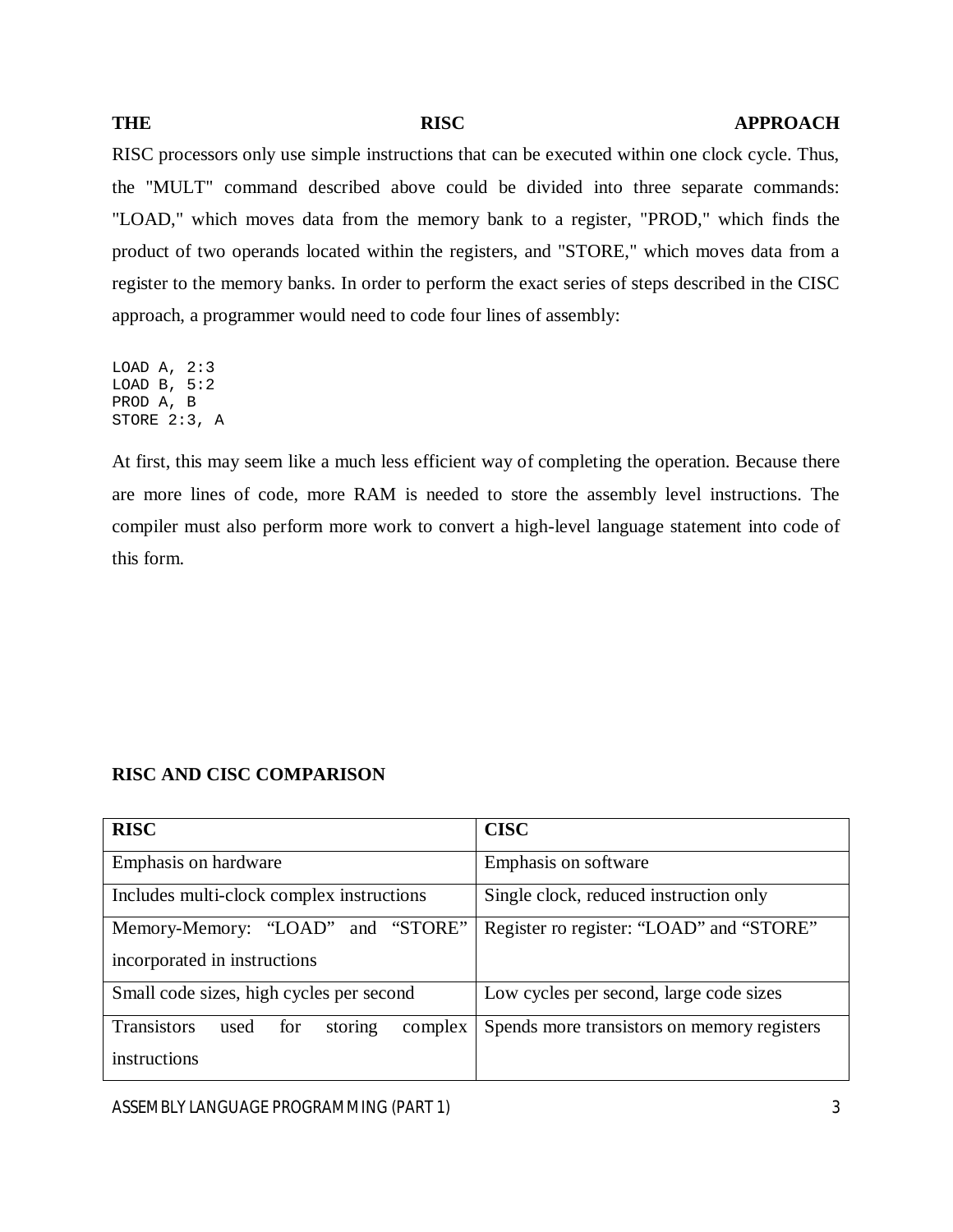### THE RISC APPROACH

RISC processors only use simple instructions that can be executed within one clock cycle. Thus, the "MULT" command described above could be divided into three separate commands: "LOAD," which moves data from the memory bank to a register, "PROD," which finds the product of two operands located within the registers, and "STORE," which moves data from a register to the memory banks. In order to perform the exact series of steps described in the CISC approach, a programmer would need to code four lines of assembly:

```
LOAD A, 2:3
LOAD B, 5:2
PROD A, B
STORE 2:3, A
```

At first, this may seem like a much less efficient way of completing the operation. Because there are more lines of code, more RAM is needed to store the assembly level instructions. The compiler must also perform more work to convert a high-level language statement into code of this form.

### RISC AND CISC COMPARISON

| RISC | CISC |
| --- | --- |
| Emphasis on hardware | Emphasis on software |
| Includes multi-clock complex instructions | Single clock, reduced instruction only |
| Memory-Memory: “LOAD” and “STORE” incorporated in instructions | Register ro register: “LOAD” and “STORE” |
| Small code sizes, high cycles per second | Low cycles per second, large code sizes |
| Transistors used for storing complex instructions | Spends more transistors on memory registers |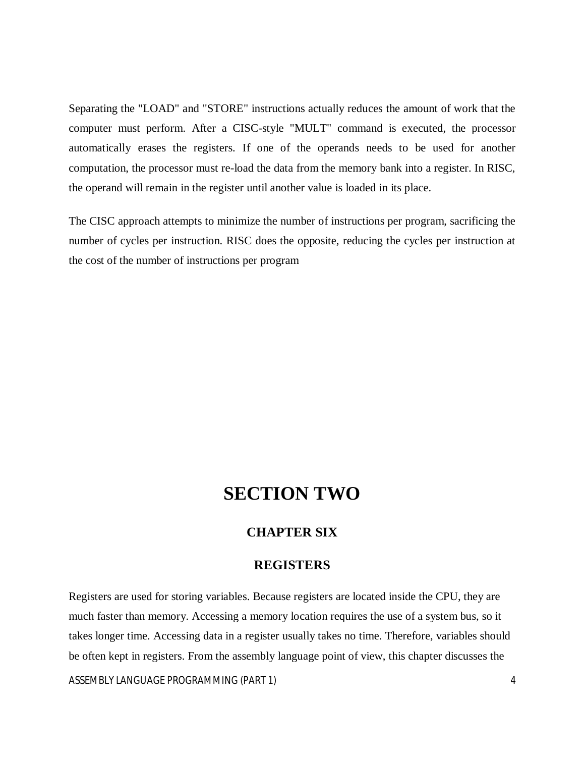Separating the "LOAD" and "STORE" instructions actually reduces the amount of work that the computer must perform. After a CISC-style "MULT" command is executed, the processor automatically erases the registers. If one of the operands needs to be used for another computation, the processor must re-load the data from the memory bank into a register. In RISC, the operand will remain in the register until another value is loaded in its place.

The CISC approach attempts to minimize the number of instructions per program, sacrificing the number of cycles per instruction. RISC does the opposite, reducing the cycles per instruction at the cost of the number of instructions per program

# SECTION TWO

## CHAPTER SIX

## REGISTERS

Registers are used for storing variables. Because registers are located inside the CPU, they are much faster than memory. Accessing a memory location requires the use of a system bus, so it takes longer time. Accessing data in a register usually takes no time. Therefore, variables should be often kept in registers. From the assembly language point of view, this chapter discusses the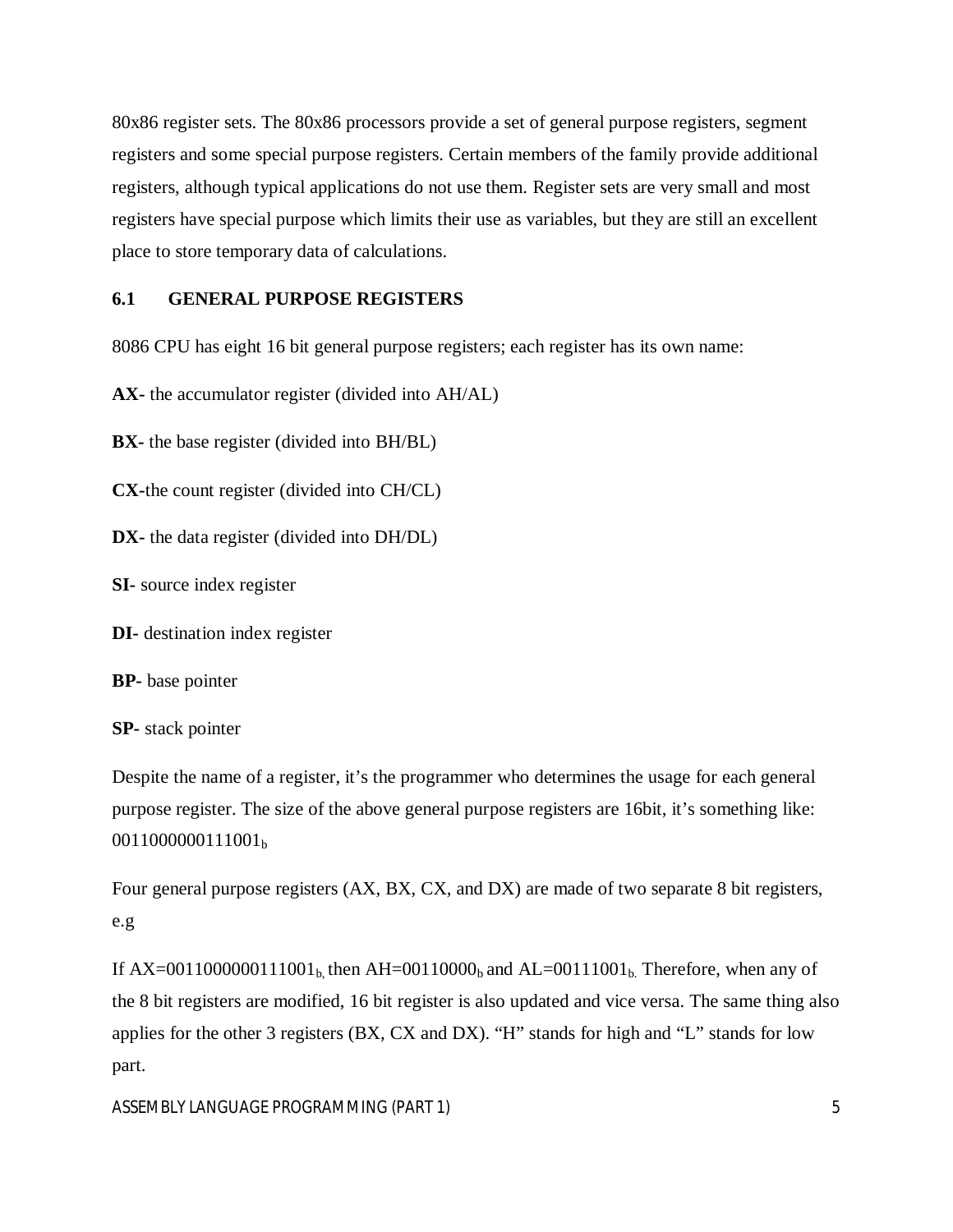80x86 register sets. The 80x86 processors provide a set of general purpose registers, segment registers and some special purpose registers. Certain members of the family provide additional registers, although typical applications do not use them. Register sets are very small and most registers have special purpose which limits their use as variables, but they are still an excellent place to store temporary data of calculations.

## 6.1 GENERAL PURPOSE REGISTERS

8086 CPU has eight 16 bit general purpose registers; each register has its own name:

**AX-** the accumulator register (divided into AH/AL)

**BX-** the base register (divided into BH/BL)

**CX-**the count register (divided into CH/CL)

**DX-** the data register (divided into DH/DL)

**SI-** source index register

**DI-** destination index register

**BP-** base pointer

**SP-** stack pointer

Despite the name of a register, it's the programmer who determines the usage for each general purpose register. The size of the above general purpose registers are 16bit, it's something like: $0011000000111001_b$

Four general purpose registers (AX, BX, CX, and DX) are made of two separate 8 bit registers, e.g

If AX=$0011000000111001_b$, then AH=$00110000_b$ and AL=$00111001_b$. Therefore, when any of the 8 bit registers are modified, 16 bit register is also updated and vice versa. The same thing also applies for the other 3 registers (BX, CX and DX). "H" stands for high and "L" stands for low part.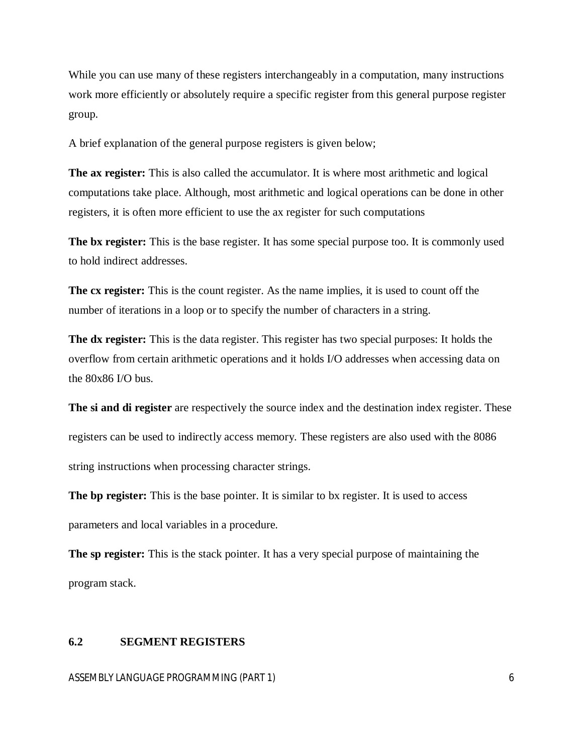While you can use many of these registers interchangeably in a computation, many instructions work more efficiently or absolutely require a specific register from this general purpose register group.

A brief explanation of the general purpose registers is given below;

**The ax register:** This is also called the accumulator. It is where most arithmetic and logical computations take place. Although, most arithmetic and logical operations can be done in other registers, it is often more efficient to use the ax register for such computations

**The bx register:** This is the base register. It has some special purpose too. It is commonly used to hold indirect addresses.

**The cx register:** This is the count register. As the name implies, it is used to count off the number of iterations in a loop or to specify the number of characters in a string.

**The dx register:** This is the data register. This register has two special purposes: It holds the overflow from certain arithmetic operations and it holds I/O addresses when accessing data on the 80x86 I/O bus.

**The si and di register** are respectively the source index and the destination index register. These registers can be used to indirectly access memory. These registers are also used with the 8086 string instructions when processing character strings.

**The bp register:** This is the base pointer. It is similar to bx register. It is used to access parameters and local variables in a procedure.

**The sp register:** This is the stack pointer. It has a very special purpose of maintaining the program stack.

## 6.2 SEGMENT REGISTERS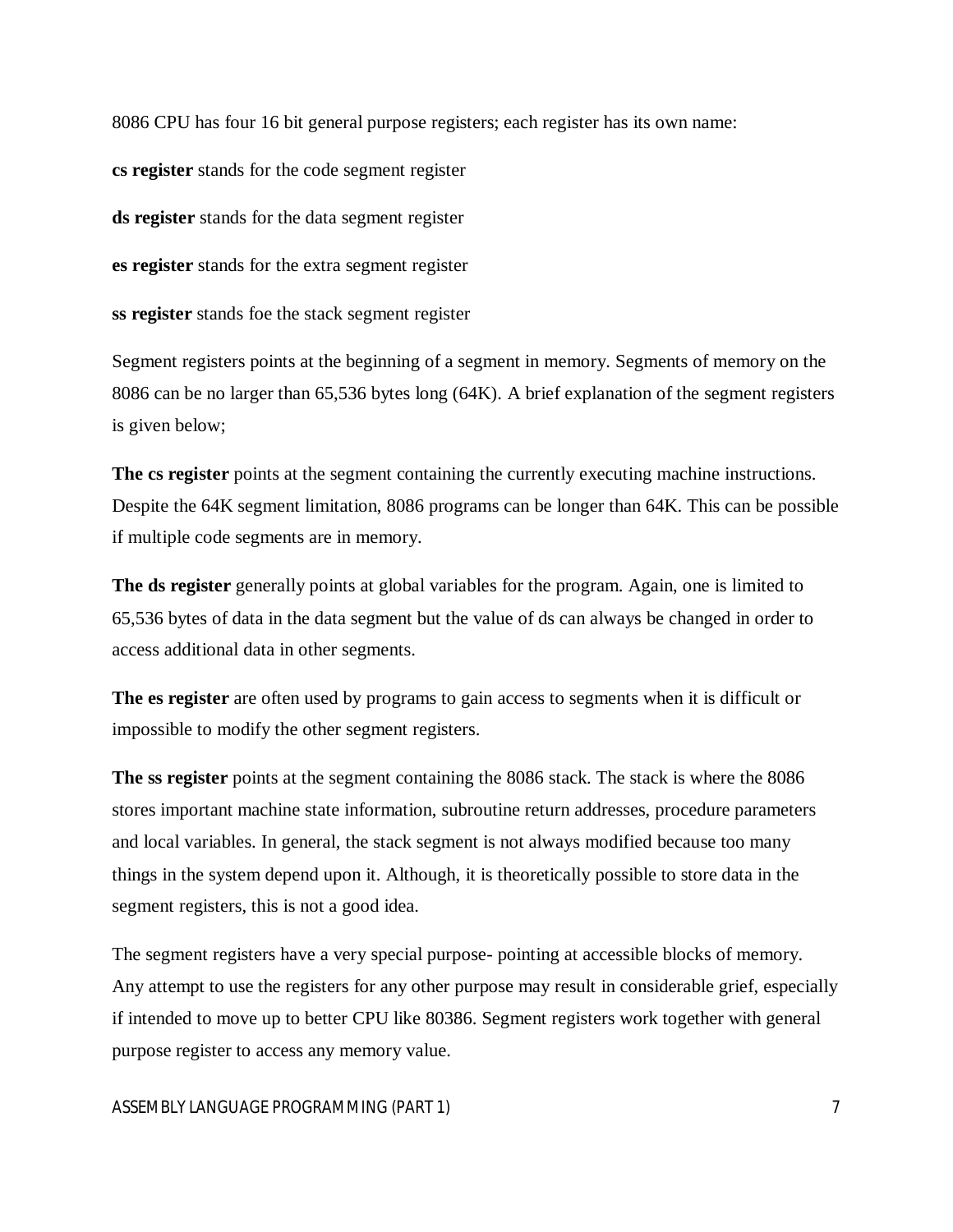8086 CPU has four 16 bit general purpose registers; each register has its own name:

**cs register** stands for the code segment register

**ds register** stands for the data segment register

**es register** stands for the extra segment register

**ss register** stands foe the stack segment register

Segment registers points at the beginning of a segment in memory. Segments of memory on the 8086 can be no larger than 65,536 bytes long (64K). A brief explanation of the segment registers is given below;

**The cs register** points at the segment containing the currently executing machine instructions. Despite the 64K segment limitation, 8086 programs can be longer than 64K. This can be possible if multiple code segments are in memory.

**The ds register** generally points at global variables for the program. Again, one is limited to 65,536 bytes of data in the data segment but the value of ds can always be changed in order to access additional data in other segments.

**The es register** are often used by programs to gain access to segments when it is difficult or impossible to modify the other segment registers.

**The ss register** points at the segment containing the 8086 stack. The stack is where the 8086 stores important machine state information, subroutine return addresses, procedure parameters and local variables. In general, the stack segment is not always modified because too many things in the system depend upon it. Although, it is theoretically possible to store data in the segment registers, this is not a good idea.

The segment registers have a very special purpose- pointing at accessible blocks of memory. Any attempt to use the registers for any other purpose may result in considerable grief, especially if intended to move up to better CPU like 80386. Segment registers work together with general purpose register to access any memory value.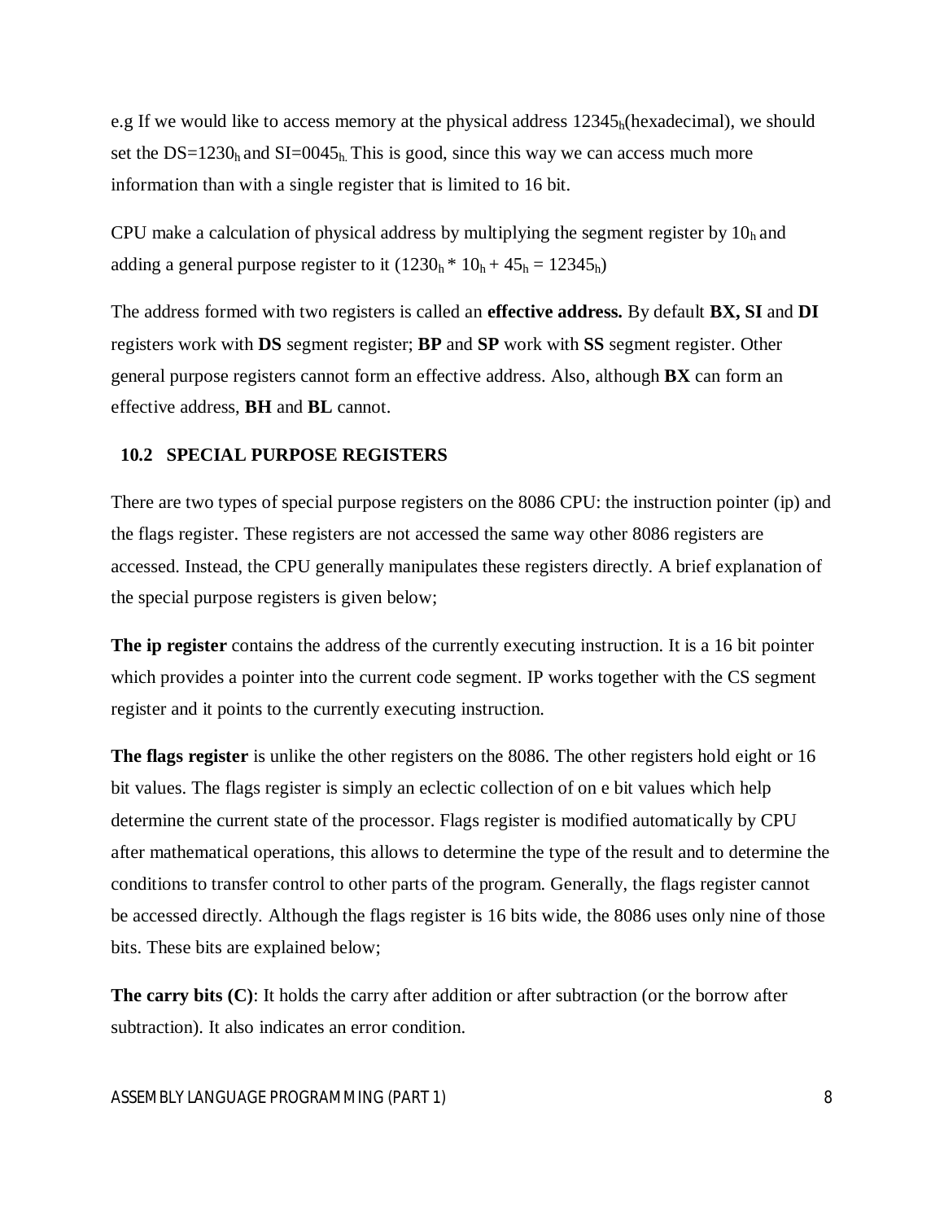e.g If we would like to access memory at the physical address $12345_h$(hexadecimal), we should set the DS=$1230_h$ and SI=$0045_h$. This is good, since this way we can access much more information than with a single register that is limited to 16 bit.

CPU make a calculation of physical address by multiplying the segment register by $10_h$ and adding a general purpose register to it ($1230_h * 10_h + 45_h = 12345_h$)

The address formed with two registers is called an **effective address.** By default **BX, SI** and **DI** registers work with **DS** segment register; **BP** and **SP** work with **SS** segment register. Other general purpose registers cannot form an effective address. Also, although **BX** can form an effective address, **BH** and **BL** cannot.

## 10.2 SPECIAL PURPOSE REGISTERS

There are two types of special purpose registers on the 8086 CPU: the instruction pointer (ip) and the flags register. These registers are not accessed the same way other 8086 registers are accessed. Instead, the CPU generally manipulates these registers directly. A brief explanation of the special purpose registers is given below;

**The ip register** contains the address of the currently executing instruction. It is a 16 bit pointer which provides a pointer into the current code segment. IP works together with the CS segment register and it points to the currently executing instruction.

**The flags register** is unlike the other registers on the 8086. The other registers hold eight or 16 bit values. The flags register is simply an eclectic collection of on e bit values which help determine the current state of the processor. Flags register is modified automatically by CPU after mathematical operations, this allows to determine the type of the result and to determine the conditions to transfer control to other parts of the program. Generally, the flags register cannot be accessed directly. Although the flags register is 16 bits wide, the 8086 uses only nine of those bits. These bits are explained below;

**The carry bits (C)**: It holds the carry after addition or after subtraction (or the borrow after subtraction). It also indicates an error condition.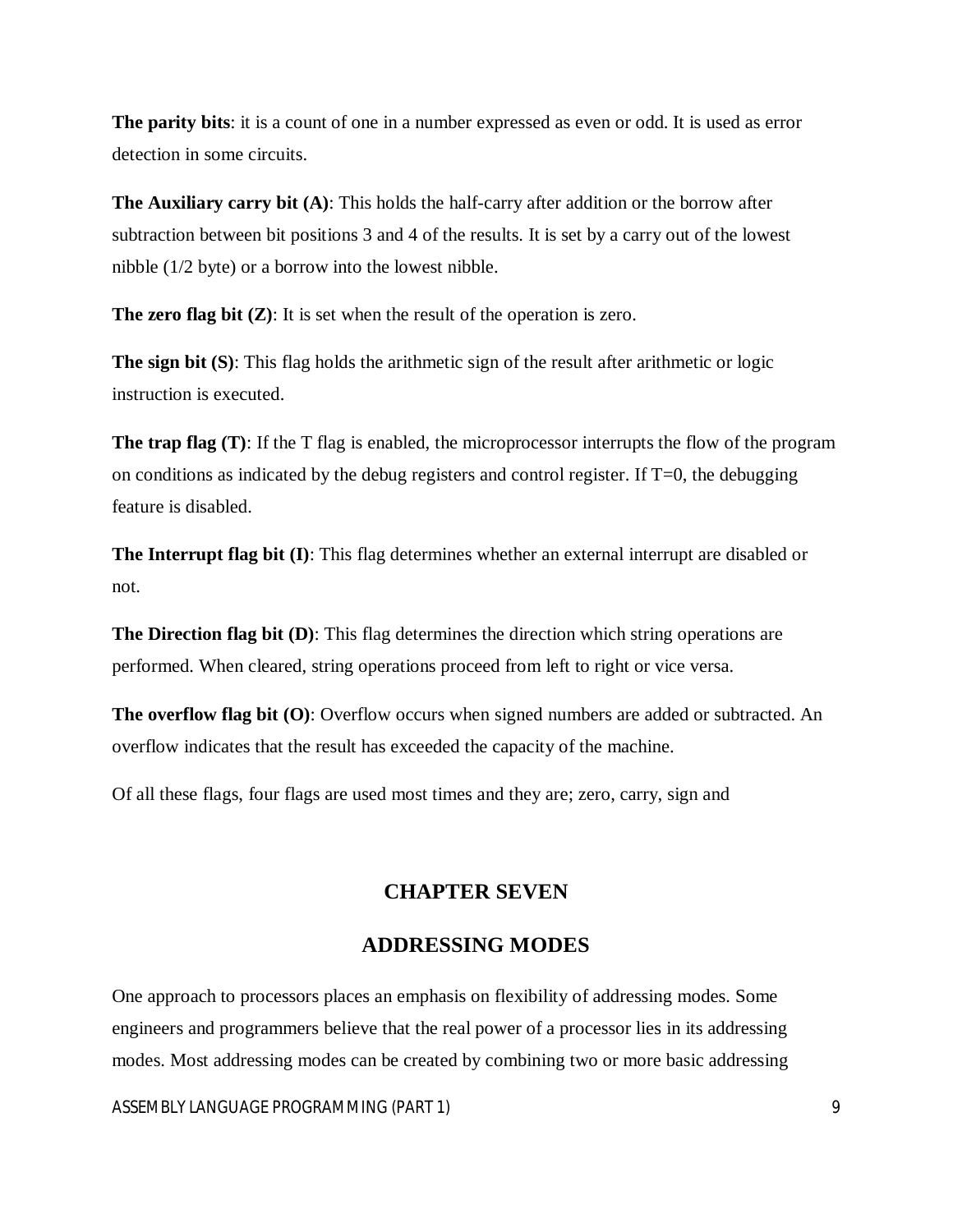**The parity bits**: it is a count of one in a number expressed as even or odd. It is used as error detection in some circuits.

**The Auxiliary carry bit (A)**: This holds the half-carry after addition or the borrow after subtraction between bit positions 3 and 4 of the results. It is set by a carry out of the lowest nibble (1/2 byte) or a borrow into the lowest nibble.

**The zero flag bit (Z)**: It is set when the result of the operation is zero.

**The sign bit (S)**: This flag holds the arithmetic sign of the result after arithmetic or logic instruction is executed.

**The trap flag (T)**: If the T flag is enabled, the microprocessor interrupts the flow of the program on conditions as indicated by the debug registers and control register. If T=0, the debugging feature is disabled.

**The Interrupt flag bit (I)**: This flag determines whether an external interrupt are disabled or not.

**The Direction flag bit (D)**: This flag determines the direction which string operations are performed. When cleared, string operations proceed from left to right or vice versa.

**The overflow flag bit (O)**: Overflow occurs when signed numbers are added or subtracted. An overflow indicates that the result has exceeded the capacity of the machine.

Of all these flags, four flags are used most times and they are; zero, carry, sign and

## CHAPTER SEVEN

## ADDRESSING MODES

One approach to processors places an emphasis on flexibility of addressing modes. Some engineers and programmers believe that the real power of a processor lies in its addressing modes. Most addressing modes can be created by combining two or more basic addressing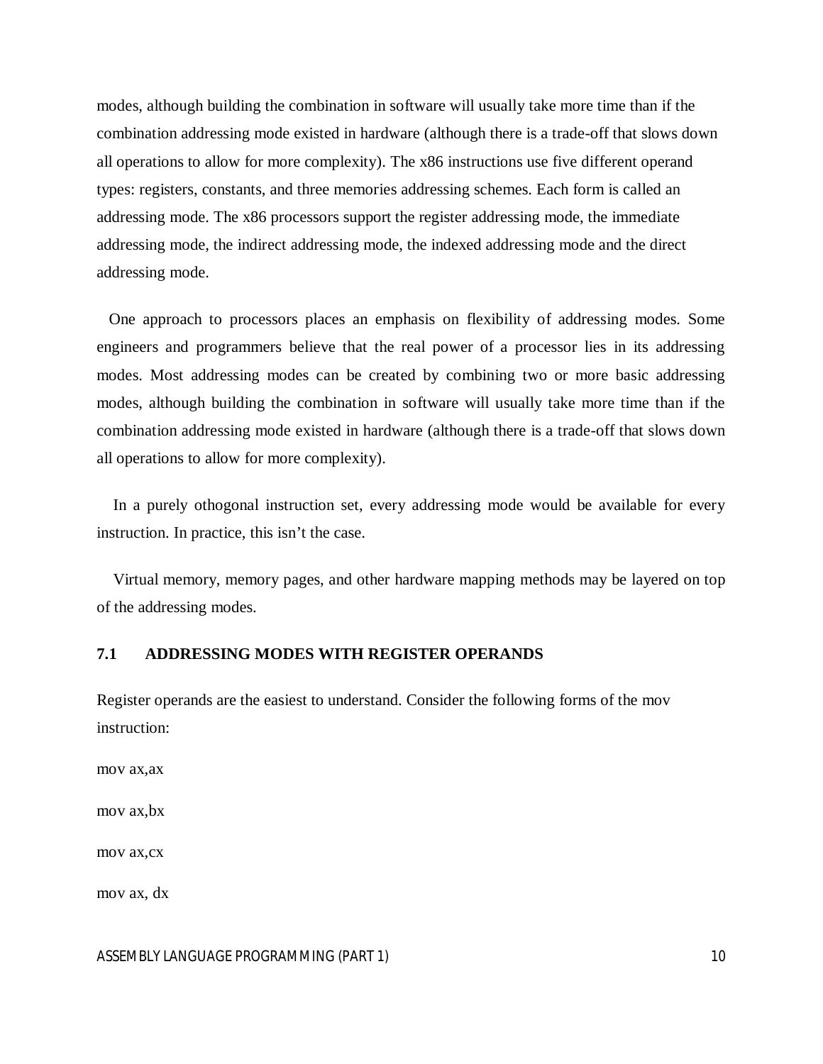modes, although building the combination in software will usually take more time than if the combination addressing mode existed in hardware (although there is a trade-off that slows down all operations to allow for more complexity). The x86 instructions use five different operand types: registers, constants, and three memories addressing schemes. Each form is called an addressing mode. The x86 processors support the register addressing mode, the immediate addressing mode, the indirect addressing mode, the indexed addressing mode and the direct addressing mode.

One approach to processors places an emphasis on flexibility of addressing modes. Some engineers and programmers believe that the real power of a processor lies in its addressing modes. Most addressing modes can be created by combining two or more basic addressing modes, although building the combination in software will usually take more time than if the combination addressing mode existed in hardware (although there is a trade-off that slows down all operations to allow for more complexity).

In a purely othogonal instruction set, every addressing mode would be available for every instruction. In practice, this isn't the case.

Virtual memory, memory pages, and other hardware mapping methods may be layered on top of the addressing modes.

### 7.1 ADDRESSING MODES WITH REGISTER OPERANDS

Register operands are the easiest to understand. Consider the following forms of the mov instruction:

```
mov ax,ax

mov ax,bx

mov ax,cx

mov ax, dx
```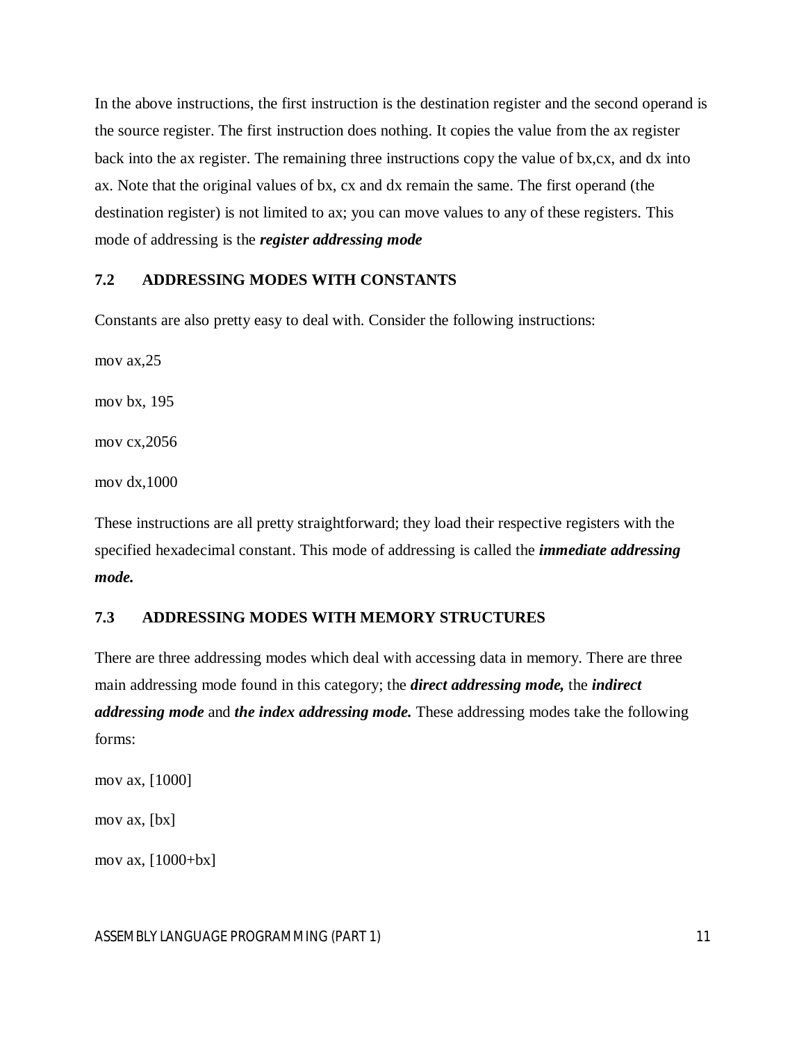In the above instructions, the first instruction is the destination register and the second operand is the source register. The first instruction does nothing. It copies the value from the ax register back into the ax register. The remaining three instructions copy the value of bx,cx, and dx into ax. Note that the original values of bx, cx and dx remain the same. The first operand (the destination register) is not limited to ax; you can move values to any of these registers. This mode of addressing is the ***register addressing mode***

## 7.2 ADDRESSING MODES WITH CONSTANTS

Constants are also pretty easy to deal with. Consider the following instructions:

```
mov ax,25

mov bx, 195

mov cx,2056

mov dx,1000
```

These instructions are all pretty straightforward; they load their respective registers with the specified hexadecimal constant. This mode of addressing is called the ***immediate addressing mode.***

## 7.3 ADDRESSING MODES WITH MEMORY STRUCTURES

There are three addressing modes which deal with accessing data in memory. There are three main addressing mode found in this category; the ***direct addressing mode,*** the ***indirect addressing mode*** and ***the index addressing mode.*** These addressing modes take the following forms:

```
mov ax, [1000]

mov ax, [bx]

mov ax, [1000+bx]
```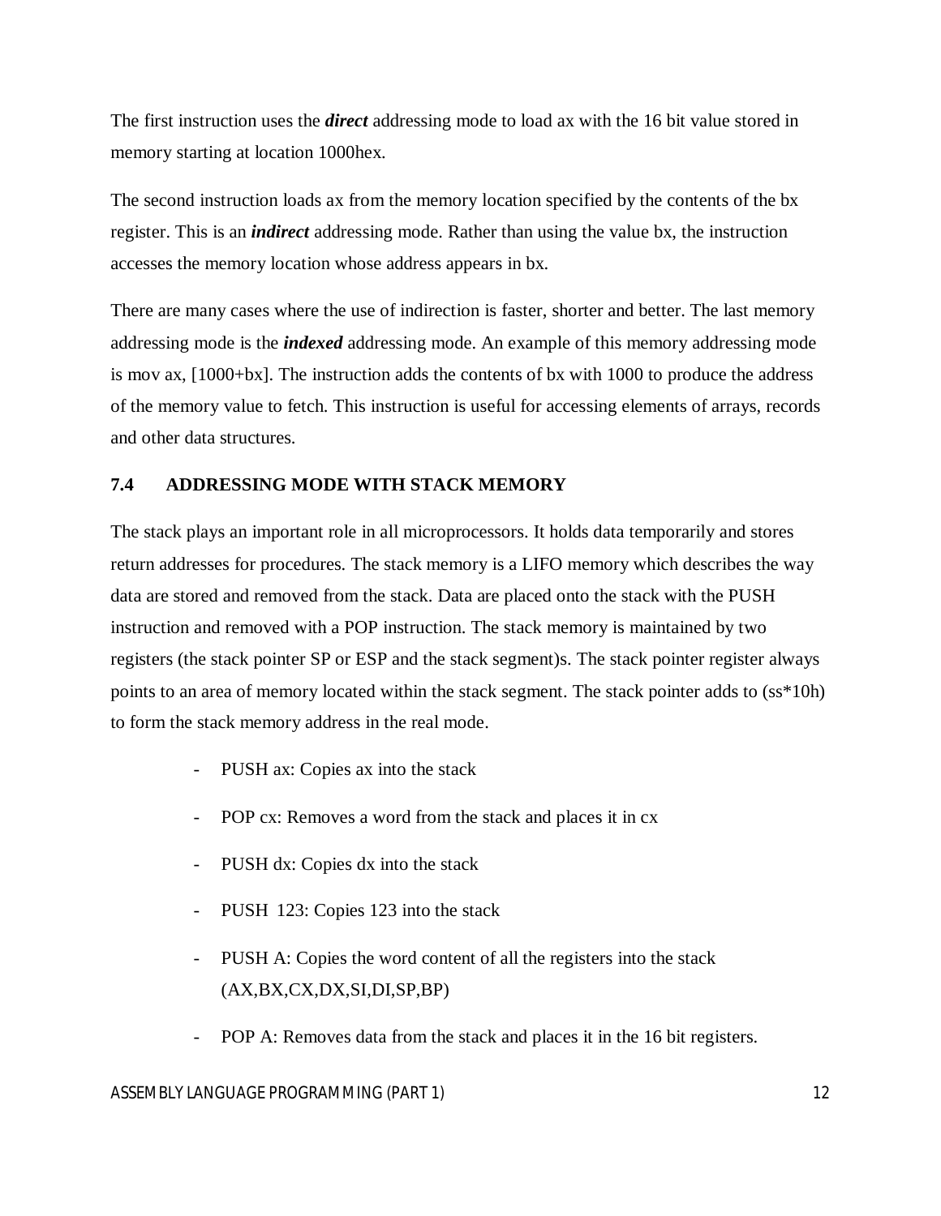The first instruction uses the ***direct*** addressing mode to load ax with the 16 bit value stored in memory starting at location 1000hex.

The second instruction loads ax from the memory location specified by the contents of the bx register. This is an ***indirect*** addressing mode. Rather than using the value bx, the instruction accesses the memory location whose address appears in bx.

There are many cases where the use of indirection is faster, shorter and better. The last memory addressing mode is the ***indexed*** addressing mode. An example of this memory addressing mode is mov ax, [1000+bx]. The instruction adds the contents of bx with 1000 to produce the address of the memory value to fetch. This instruction is useful for accessing elements of arrays, records and other data structures.

### 7.4 ADDRESSING MODE WITH STACK MEMORY

The stack plays an important role in all microprocessors. It holds data temporarily and stores return addresses for procedures. The stack memory is a LIFO memory which describes the way data are stored and removed from the stack. Data are placed onto the stack with the PUSH instruction and removed with a POP instruction. The stack memory is maintained by two registers (the stack pointer SP or ESP and the stack segment)s. The stack pointer register always points to an area of memory located within the stack segment. The stack pointer adds to (ss*10h) to form the stack memory address in the real mode.

- PUSH ax: Copies ax into the stack
- POP cx: Removes a word from the stack and places it in cx
- PUSH dx: Copies dx into the stack
- PUSH 123: Copies 123 into the stack
- PUSH A: Copies the word content of all the registers into the stack (AX,BX,CX,DX,SI,DI,SP,BP)
- POP A: Removes data from the stack and places it in the 16 bit registers.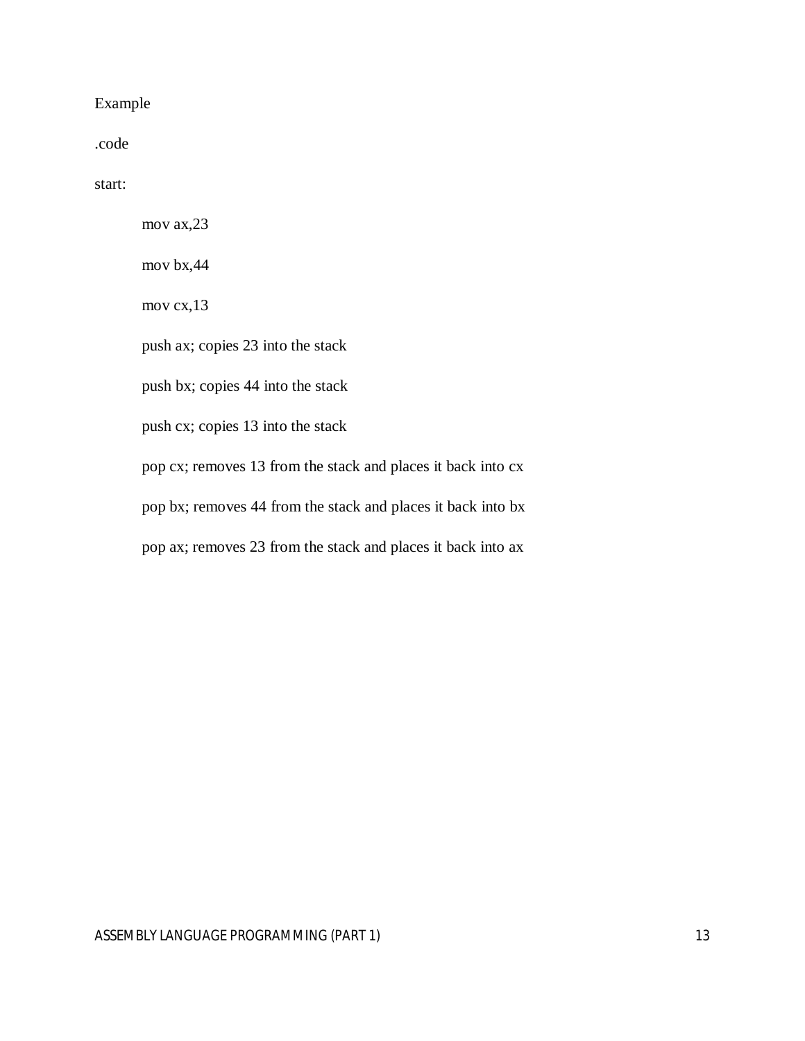Example

```
.code

start:

    mov ax,23

    mov bx,44

    mov cx,13

    push ax; copies 23 into the stack

    push bx; copies 44 into the stack

    push cx; copies 13 into the stack

    pop cx; removes 13 from the stack and places it back into cx

    pop bx; removes 44 from the stack and places it back into bx

    pop ax; removes 23 from the stack and places it back into ax
```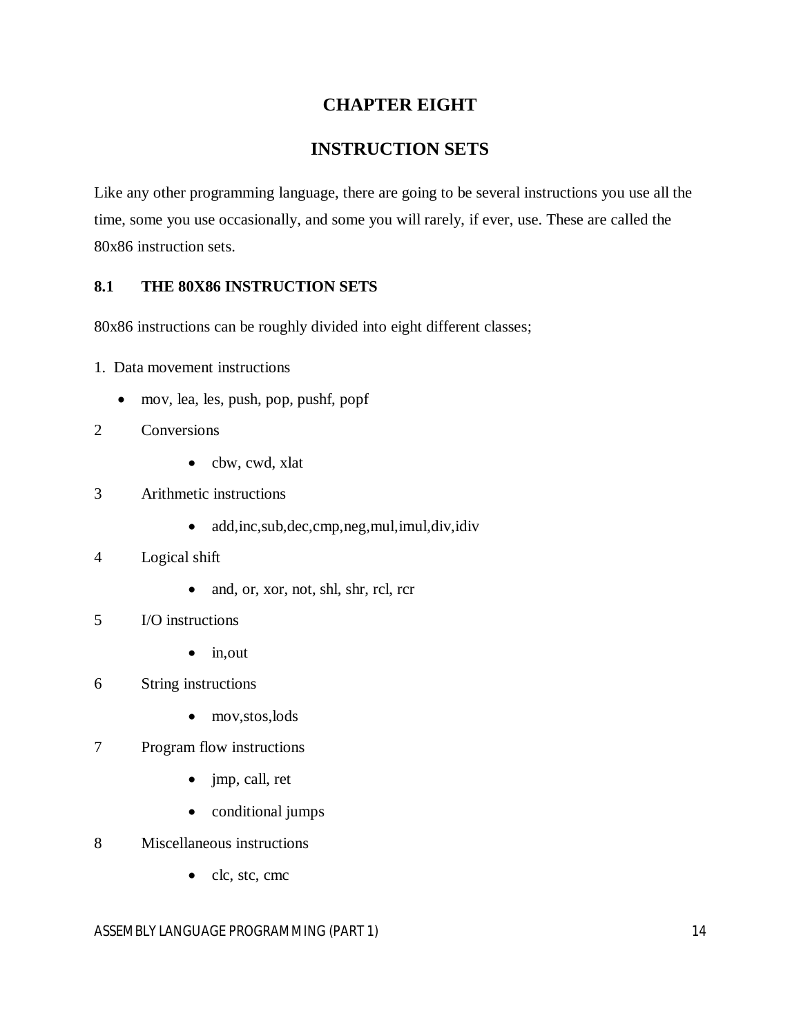# CHAPTER EIGHT

# INSTRUCTION SETS

Like any other programming language, there are going to be several instructions you use all the time, some you use occasionally, and some you will rarely, if ever, use. These are called the 80x86 instruction sets.

## 8.1 THE 80X86 INSTRUCTION SETS

80x86 instructions can be roughly divided into eight different classes;

1. Data movement instructions
   - mov, lea, les, push, pop, pushf, popf
2. Conversions
   - cbw, cwd, xlat
3. Arithmetic instructions
   - add,inc,sub,dec,cmp,neg,mul,imul,div,idiv
4. Logical shift
   - and, or, xor, not, shl, shr, rcl, rcr
5. I/O instructions
   - in,out
6. String instructions
   - mov,stos,lods
7. Program flow instructions
   - jmp, call, ret
   - conditional jumps
8. Miscellaneous instructions
   - clc, stc, cmc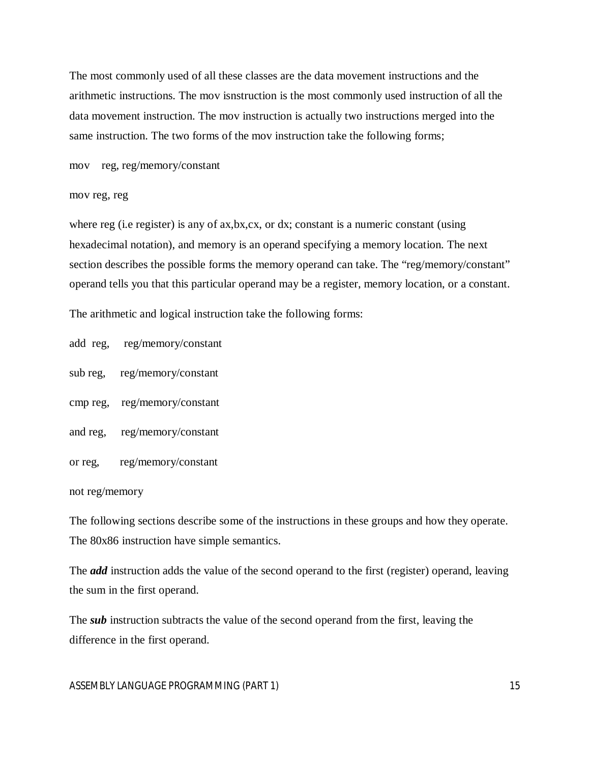The most commonly used of all these classes are the data movement instructions and the arithmetic instructions. The mov isnstruction is the most commonly used instruction of all the data movement instruction. The mov instruction is actually two instructions merged into the same instruction. The two forms of the mov instruction take the following forms;

```
mov    reg, reg/memory/constant

mov reg, reg
```

where reg (i.e register) is any of ax,bx,cx, or dx; constant is a numeric constant (using hexadecimal notation), and memory is an operand specifying a memory location. The next section describes the possible forms the memory operand can take. The “reg/memory/constant” operand tells you that this particular operand may be a register, memory location, or a constant.

The arithmetic and logical instruction take the following forms:

```
add  reg,     reg/memory/constant

sub reg,     reg/memory/constant

cmp reg,    reg/memory/constant

and reg,     reg/memory/constant

or reg,       reg/memory/constant

not reg/memory
```

The following sections describe some of the instructions in these groups and how they operate. The 80x86 instruction have simple semantics.

The ***add*** instruction adds the value of the second operand to the first (register) operand, leaving the sum in the first operand.

The ***sub*** instruction subtracts the value of the second operand from the first, leaving the difference in the first operand.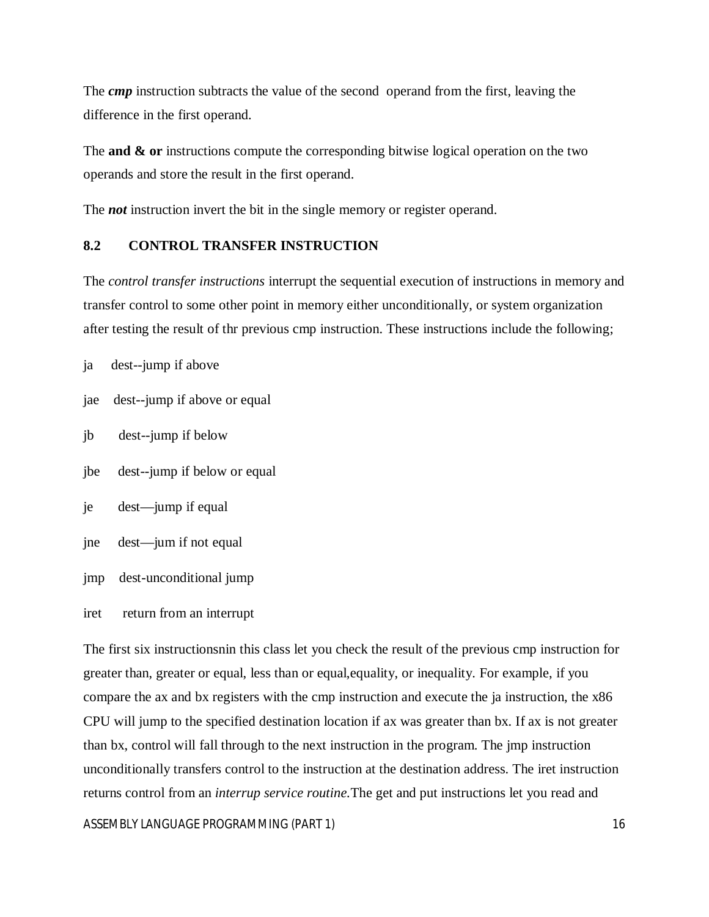The ***cmp*** instruction subtracts the value of the second operand from the first, leaving the difference in the first operand.

The **and & or** instructions compute the corresponding bitwise logical operation on the two operands and store the result in the first operand.

The ***not*** instruction invert the bit in the single memory or register operand.

## 8.2 CONTROL TRANSFER INSTRUCTION

The *control transfer instructions* interrupt the sequential execution of instructions in memory and transfer control to some other point in memory either unconditionally, or system organization after testing the result of thr previous cmp instruction. These instructions include the following;

ja dest--jump if above

jae dest--jump if above or equal

jb dest--jump if below

jbe dest--jump if below or equal

je dest—jump if equal

jne dest—jum if not equal

jmp dest-unconditional jump

iret return from an interrupt

The first six instructionsnin this class let you check the result of the previous cmp instruction for greater than, greater or equal, less than or equal,equality, or inequality. For example, if you compare the ax and bx registers with the cmp instruction and execute the ja instruction, the x86 CPU will jump to the specified destination location if ax was greater than bx. If ax is not greater than bx, control will fall through to the next instruction in the program. The jmp instruction unconditionally transfers control to the instruction at the destination address. The iret instruction returns control from an *interrup service routine.*The get and put instructions let you read and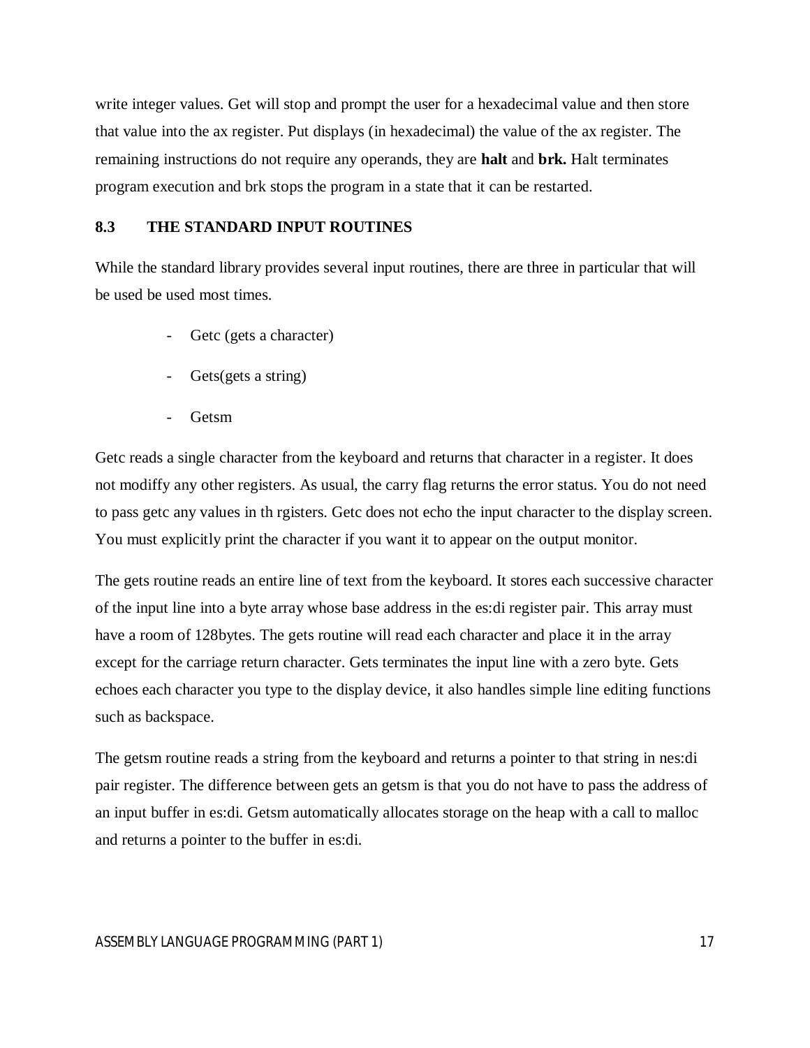write integer values. Get will stop and prompt the user for a hexadecimal value and then store that value into the ax register. Put displays (in hexadecimal) the value of the ax register. The remaining instructions do not require any operands, they are **halt** and **brk.** Halt terminates program execution and brk stops the program in a state that it can be restarted.

## 8.3 THE STANDARD INPUT ROUTINES

While the standard library provides several input routines, there are three in particular that will be used be used most times.

- Getc (gets a character)
- Gets(gets a string)
- Getsm

Getc reads a single character from the keyboard and returns that character in a register. It does not modiffy any other registers. As usual, the carry flag returns the error status. You do not need to pass getc any values in th rgisters. Getc does not echo the input character to the display screen. You must explicitly print the character if you want it to appear on the output monitor.

The gets routine reads an entire line of text from the keyboard. It stores each successive character of the input line into a byte array whose base address in the es:di register pair. This array must have a room of 128bytes. The gets routine will read each character and place it in the array except for the carriage return character. Gets terminates the input line with a zero byte. Gets echoes each character you type to the display device, it also handles simple line editing functions such as backspace.

The getsm routine reads a string from the keyboard and returns a pointer to that string in nes:di pair register. The difference between gets an getsm is that you do not have to pass the address of an input buffer in es:di. Getsm automatically allocates storage on the heap with a call to malloc and returns a pointer to the buffer in es:di.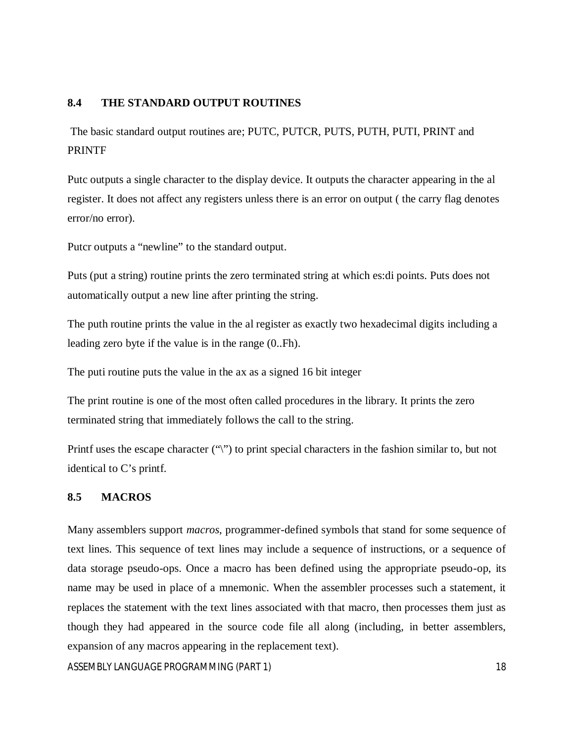## 8.4 THE STANDARD OUTPUT ROUTINES

The basic standard output routines are; PUTC, PUTCR, PUTS, PUTH, PUTI, PRINT and PRINTF

Putc outputs a single character to the display device. It outputs the character appearing in the al register. It does not affect any registers unless there is an error on output ( the carry flag denotes error/no error).

Putcr outputs a “newline” to the standard output.

Puts (put a string) routine prints the zero terminated string at which es:di points. Puts does not automatically output a new line after printing the string.

The puth routine prints the value in the al register as exactly two hexadecimal digits including a leading zero byte if the value is in the range (0..Fh).

The puti routine puts the value in the ax as a signed 16 bit integer

The print routine is one of the most often called procedures in the library. It prints the zero terminated string that immediately follows the call to the string.

Printf uses the escape character (“\”) to print special characters in the fashion similar to, but not identical to C’s printf.

## 8.5 MACROS

Many assemblers support *macros*, programmer-defined symbols that stand for some sequence of text lines. This sequence of text lines may include a sequence of instructions, or a sequence of data storage pseudo-ops. Once a macro has been defined using the appropriate pseudo-op, its name may be used in place of a mnemonic. When the assembler processes such a statement, it replaces the statement with the text lines associated with that macro, then processes them just as though they had appeared in the source code file all along (including, in better assemblers, expansion of any macros appearing in the replacement text).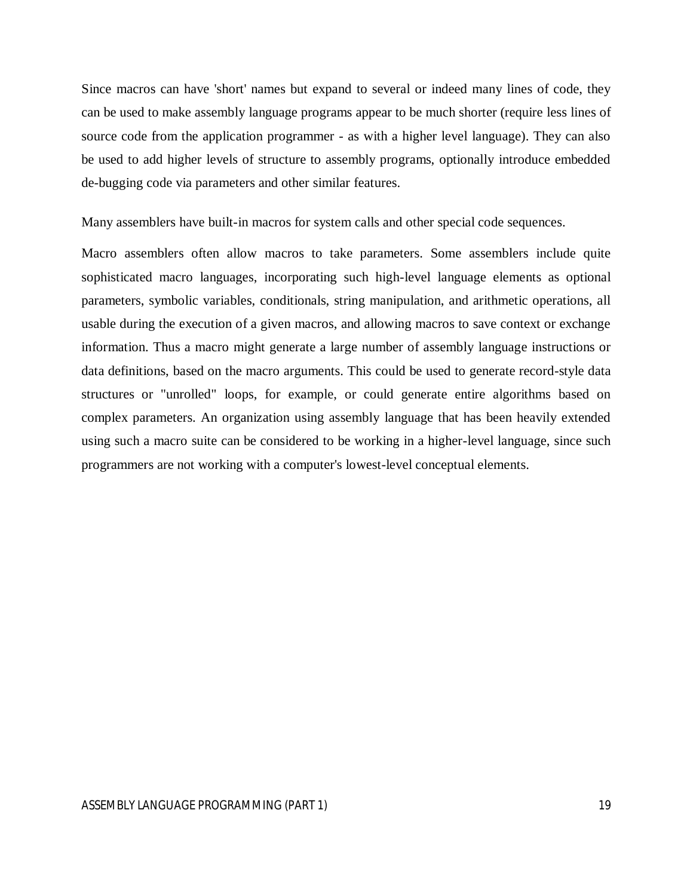Since macros can have 'short' names but expand to several or indeed many lines of code, they can be used to make assembly language programs appear to be much shorter (require less lines of source code from the application programmer - as with a higher level language). They can also be used to add higher levels of structure to assembly programs, optionally introduce embedded de-bugging code via parameters and other similar features.

Many assemblers have built-in macros for system calls and other special code sequences.

Macro assemblers often allow macros to take parameters. Some assemblers include quite sophisticated macro languages, incorporating such high-level language elements as optional parameters, symbolic variables, conditionals, string manipulation, and arithmetic operations, all usable during the execution of a given macros, and allowing macros to save context or exchange information. Thus a macro might generate a large number of assembly language instructions or data definitions, based on the macro arguments. This could be used to generate record-style data structures or "unrolled" loops, for example, or could generate entire algorithms based on complex parameters. An organization using assembly language that has been heavily extended using such a macro suite can be considered to be working in a higher-level language, since such programmers are not working with a computer's lowest-level conceptual elements.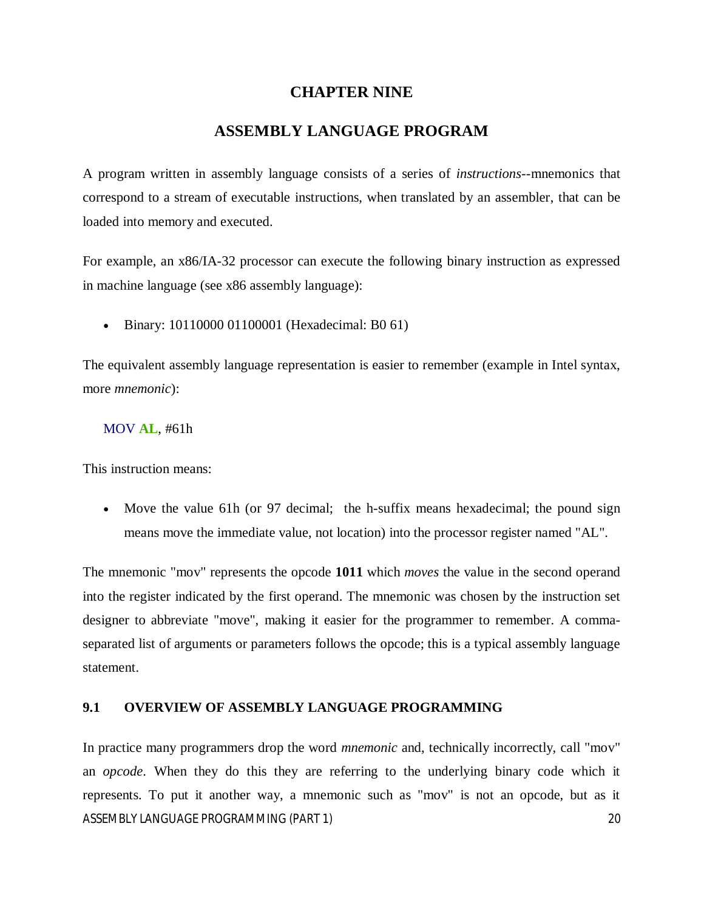# CHAPTER NINE

# ASSEMBLY LANGUAGE PROGRAM

A program written in assembly language consists of a series of *instructions*--mnemonics that correspond to a stream of executable instructions, when translated by an assembler, that can be loaded into memory and executed.

For example, an x86/IA-32 processor can execute the following binary instruction as expressed in machine language (see x86 assembly language):

- Binary: 10110000 01100001 (Hexadecimal: B0 61)

The equivalent assembly language representation is easier to remember (example in Intel syntax, more *mnemonic*):

```
MOV AL, #61h
```

This instruction means:

- Move the value 61h (or 97 decimal; the h-suffix means hexadecimal; the pound sign means move the immediate value, not location) into the processor register named "AL".

The mnemonic "mov" represents the opcode **1011** which *moves* the value in the second operand into the register indicated by the first operand. The mnemonic was chosen by the instruction set designer to abbreviate "move", making it easier for the programmer to remember. A comma-separated list of arguments or parameters follows the opcode; this is a typical assembly language statement.

## 9.1 OVERVIEW OF ASSEMBLY LANGUAGE PROGRAMMING

In practice many programmers drop the word *mnemonic* and, technically incorrectly, call "mov" an *opcode*. When they do this they are referring to the underlying binary code which it represents. To put it another way, a mnemonic such as "mov" is not an opcode, but as it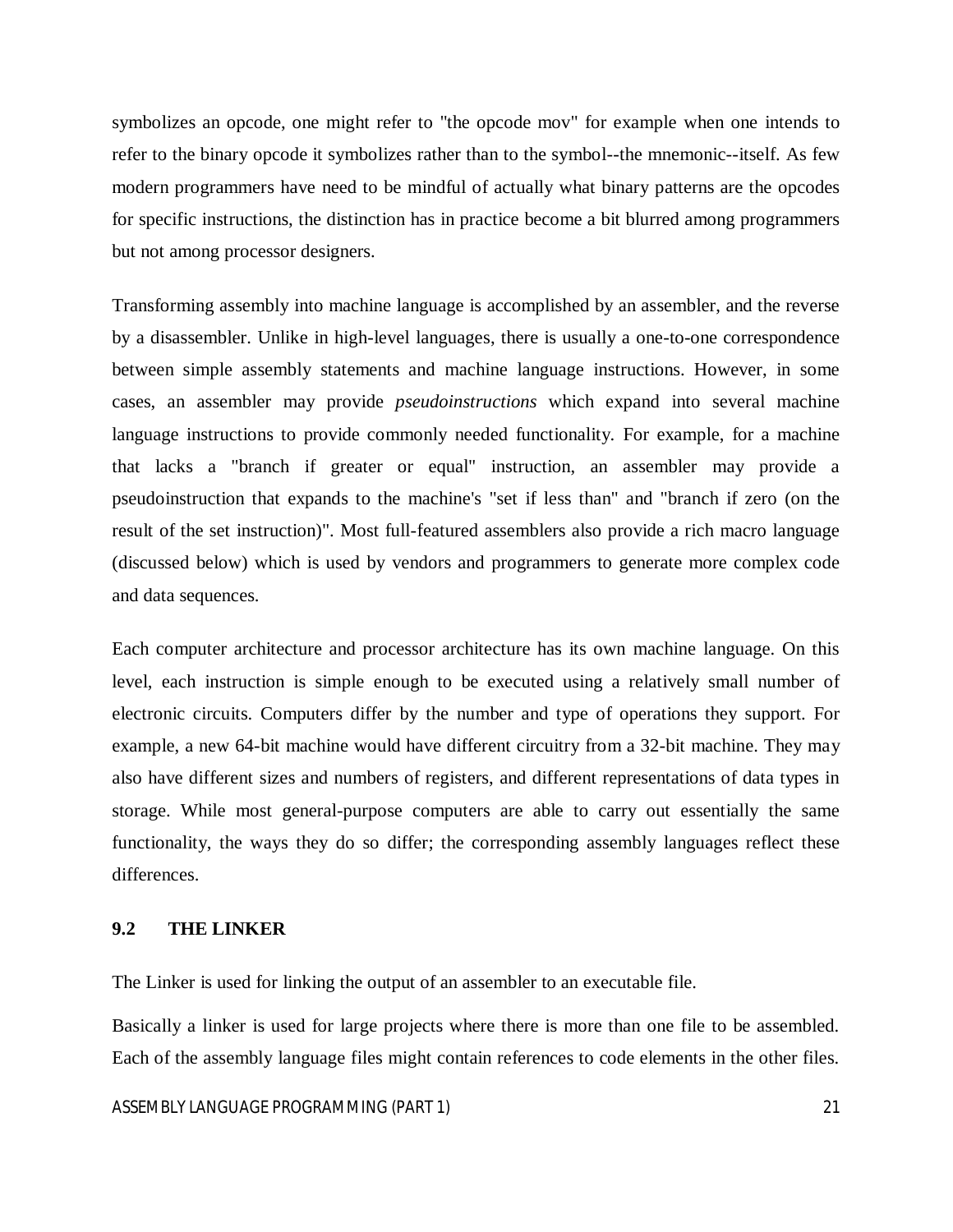symbolizes an opcode, one might refer to "the opcode mov" for example when one intends to refer to the binary opcode it symbolizes rather than to the symbol--the mnemonic--itself. As few modern programmers have need to be mindful of actually what binary patterns are the opcodes for specific instructions, the distinction has in practice become a bit blurred among programmers but not among processor designers.

Transforming assembly into machine language is accomplished by an assembler, and the reverse by a disassembler. Unlike in high-level languages, there is usually a one-to-one correspondence between simple assembly statements and machine language instructions. However, in some cases, an assembler may provide *pseudoinstructions* which expand into several machine language instructions to provide commonly needed functionality. For example, for a machine that lacks a "branch if greater or equal" instruction, an assembler may provide a pseudoinstruction that expands to the machine's "set if less than" and "branch if zero (on the result of the set instruction)". Most full-featured assemblers also provide a rich macro language (discussed below) which is used by vendors and programmers to generate more complex code and data sequences.

Each computer architecture and processor architecture has its own machine language. On this level, each instruction is simple enough to be executed using a relatively small number of electronic circuits. Computers differ by the number and type of operations they support. For example, a new 64-bit machine would have different circuitry from a 32-bit machine. They may also have different sizes and numbers of registers, and different representations of data types in storage. While most general-purpose computers are able to carry out essentially the same functionality, the ways they do so differ; the corresponding assembly languages reflect these differences.

## 9.2 THE LINKER

The Linker is used for linking the output of an assembler to an executable file.

Basically a linker is used for large projects where there is more than one file to be assembled. Each of the assembly language files might contain references to code elements in the other files.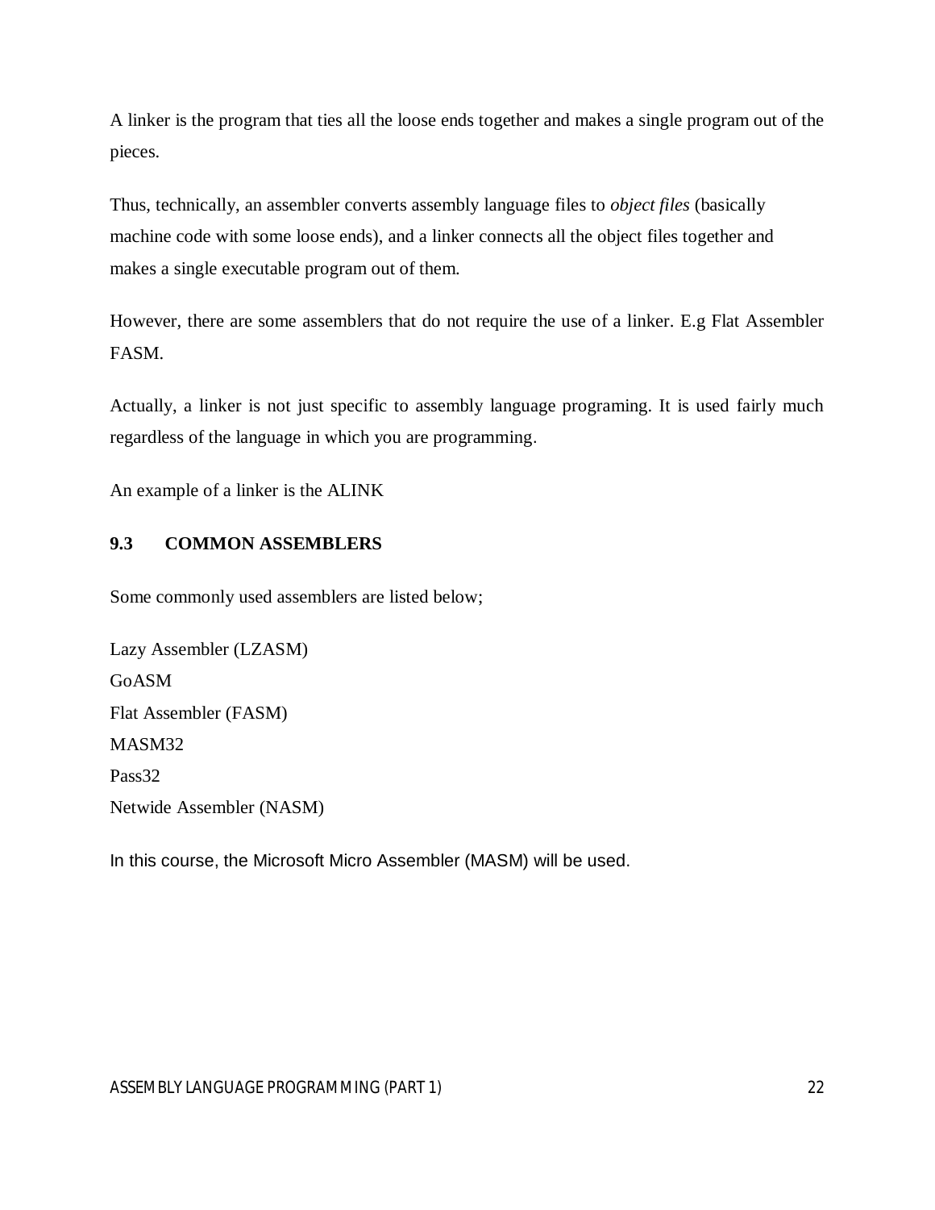A linker is the program that ties all the loose ends together and makes a single program out of the pieces.

Thus, technically, an assembler converts assembly language files to *object files* (basically machine code with some loose ends), and a linker connects all the object files together and makes a single executable program out of them.

However, there are some assemblers that do not require the use of a linker. E.g Flat Assembler FASM.

Actually, a linker is not just specific to assembly language programing. It is used fairly much regardless of the language in which you are programming.

An example of a linker is the ALINK

### 9.3 COMMON ASSEMBLERS

Some commonly used assemblers are listed below;

Lazy Assembler (LZASM)
GoASM
Flat Assembler (FASM)
MASM32
Pass32
Netwide Assembler (NASM)

In this course, the Microsoft Micro Assembler (MASM) will be used.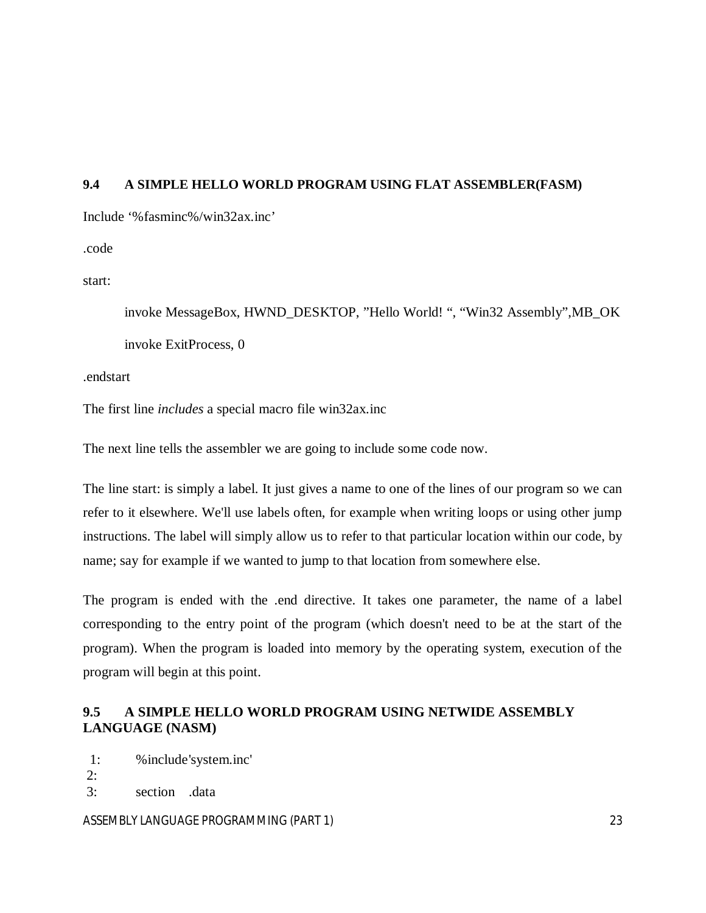### 9.4 A SIMPLE HELLO WORLD PROGRAM USING FLAT ASSEMBLER(FASM)

```
Include '%fasminc%/win32ax.inc'

.code

start:

    invoke MessageBox, HWND_DESKTOP, "Hello World! ", "Win32 Assembly",MB_OK

    invoke ExitProcess, 0

.endstart
```

The first line *includes* a special macro file win32ax.inc

The next line tells the assembler we are going to include some code now.

The line start: is simply a label. It just gives a name to one of the lines of our program so we can refer to it elsewhere. We'll use labels often, for example when writing loops or using other jump instructions. The label will simply allow us to refer to that particular location within our code, by name; say for example if we wanted to jump to that location from somewhere else.

The program is ended with the .end directive. It takes one parameter, the name of a label corresponding to the entry point of the program (which doesn't need to be at the start of the program). When the program is loaded into memory by the operating system, execution of the program will begin at this point.

### 9.5 A SIMPLE HELLO WORLD PROGRAM USING NETWIDE ASSEMBLY LANGUAGE (NASM)

```
 1:    %include'system.inc'
 2:
 3:    section    .data
```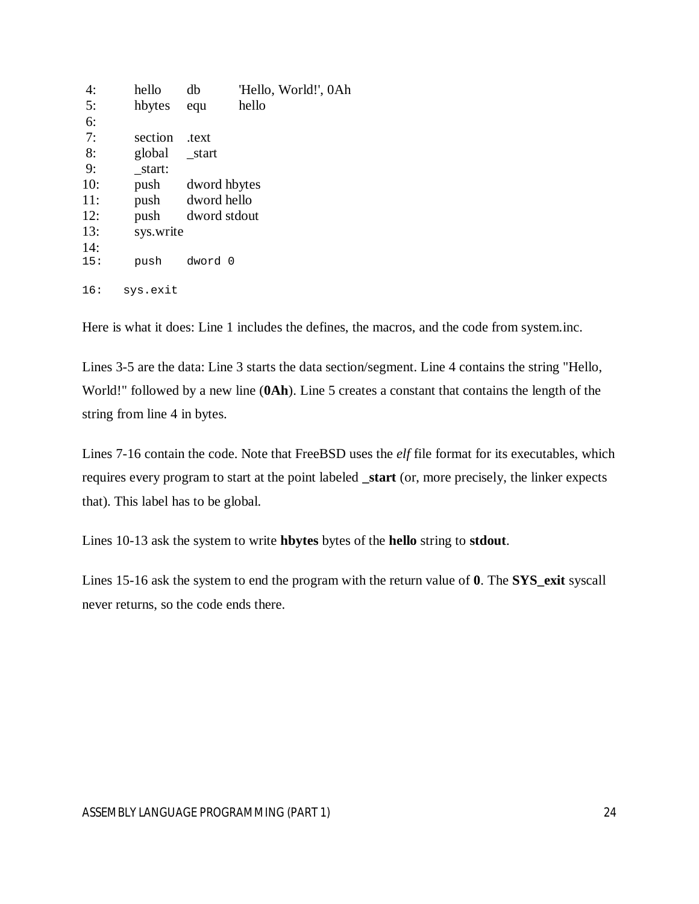```
 4:     hello   db      'Hello, World!', 0Ah
 5:     hbytes  equ     hello
 6:
 7:     section .text
 8:     global  _start
 9:     _start:
10:     push    dword hbytes
11:     push    dword hello
12:     push    dword stdout
13:     sys.write
14:
15:     push    dword 0

16:   sys.exit
```

Here is what it does: Line 1 includes the defines, the macros, and the code from system.inc.

Lines 3-5 are the data: Line 3 starts the data section/segment. Line 4 contains the string "Hello, World!" followed by a new line (**0Ah**). Line 5 creates a constant that contains the length of the string from line 4 in bytes.

Lines 7-16 contain the code. Note that FreeBSD uses the *elf* file format for its executables, which requires every program to start at the point labeled **_start** (or, more precisely, the linker expects that). This label has to be global.

Lines 10-13 ask the system to write **hbytes** bytes of the **hello** string to **stdout**.

Lines 15-16 ask the system to end the program with the return value of **0**. The **SYS_exit** syscall never returns, so the code ends there.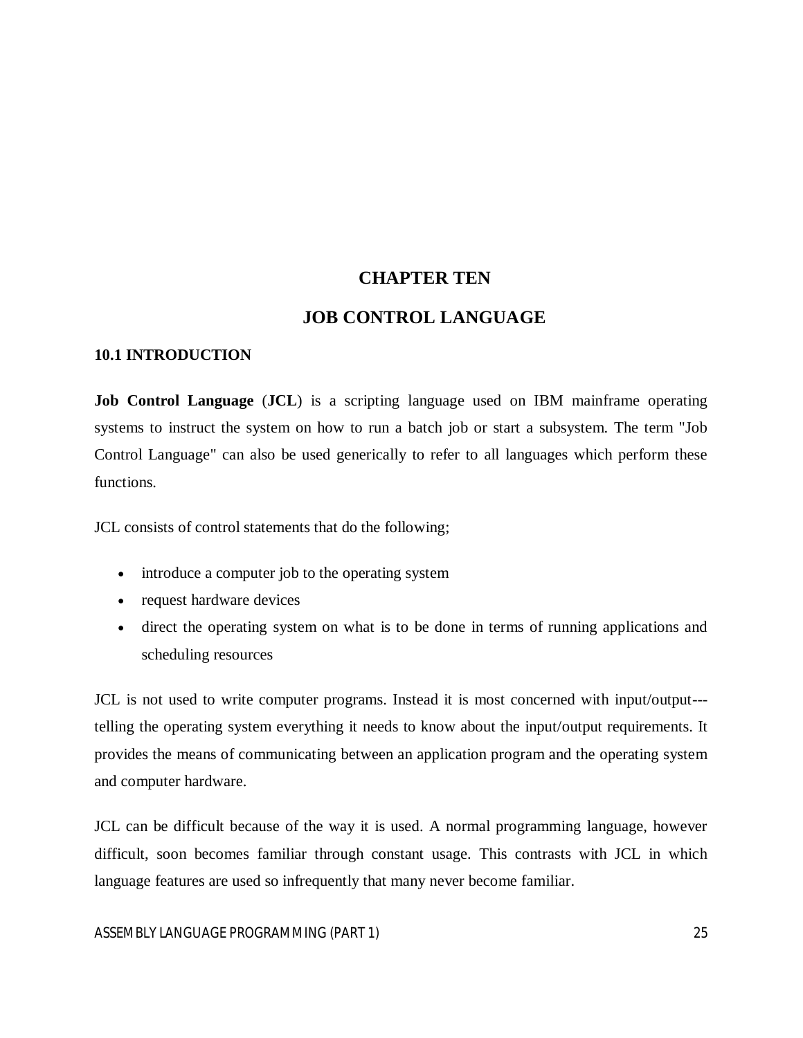# CHAPTER TEN

# JOB CONTROL LANGUAGE

## 10.1 INTRODUCTION

**Job Control Language** (**JCL**) is a scripting language used on IBM mainframe operating systems to instruct the system on how to run a batch job or start a subsystem. The term "Job Control Language" can also be used generically to refer to all languages which perform these functions.

JCL consists of control statements that do the following;

- introduce a computer job to the operating system
- request hardware devices
- direct the operating system on what is to be done in terms of running applications and scheduling resources

JCL is not used to write computer programs. Instead it is most concerned with input/output---telling the operating system everything it needs to know about the input/output requirements. It provides the means of communicating between an application program and the operating system and computer hardware.

JCL can be difficult because of the way it is used. A normal programming language, however difficult, soon becomes familiar through constant usage. This contrasts with JCL in which language features are used so infrequently that many never become familiar.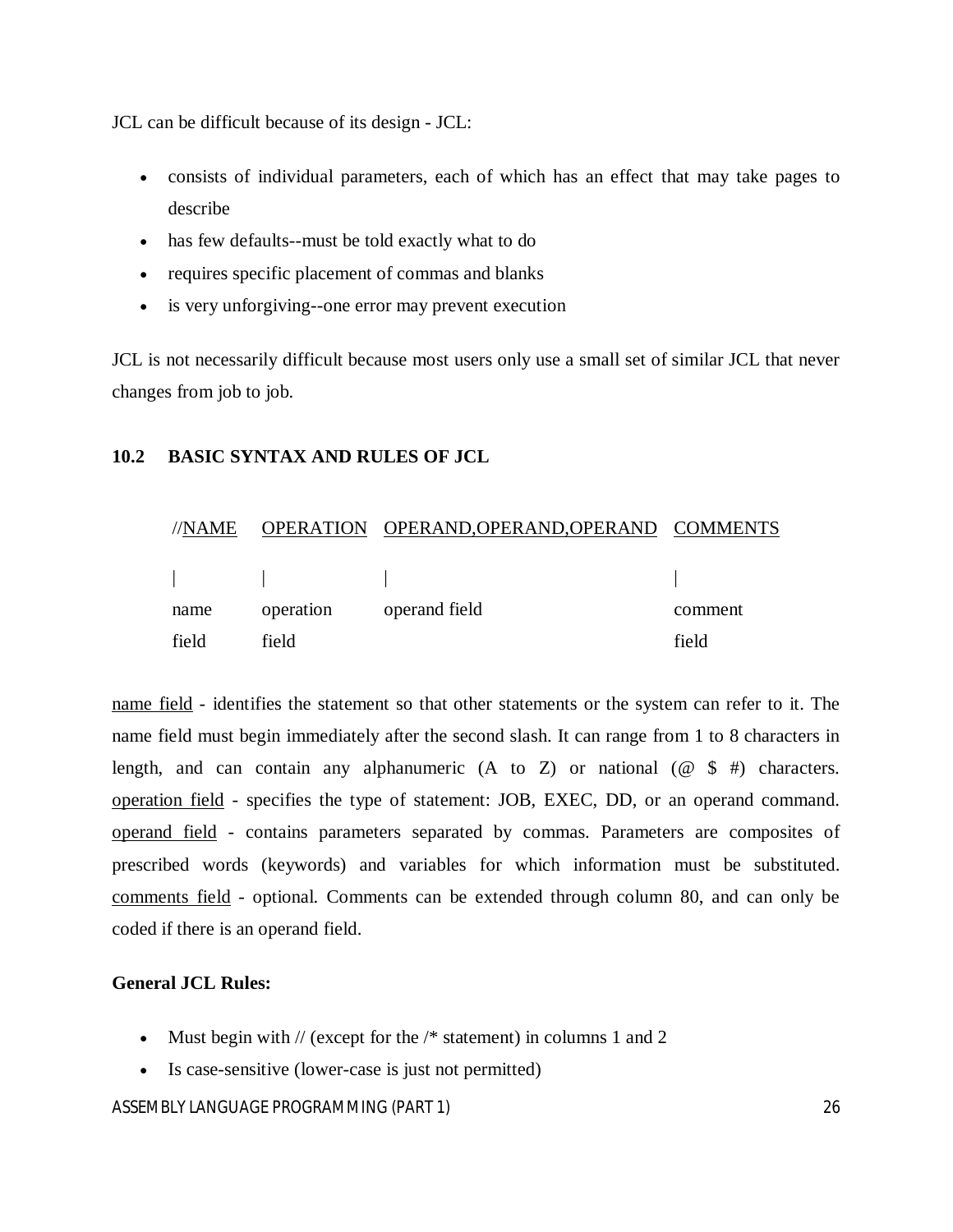JCL can be difficult because of its design - JCL:

- consists of individual parameters, each of which has an effect that may take pages to describe
- has few defaults--must be told exactly what to do
- requires specific placement of commas and blanks
- is very unforgiving--one error may prevent execution

JCL is not necessarily difficult because most users only use a small set of similar JCL that never changes from job to job.

## 10.2 BASIC SYNTAX AND RULES OF JCL

```
//NAME    OPERATION   OPERAND,OPERAND,OPERAND   COMMENTS

 |        |           |                         |
 name     operation   operand field             comment
 field    field                                 field
```

name field - identifies the statement so that other statements or the system can refer to it. The name field must begin immediately after the second slash. It can range from 1 to 8 characters in length, and can contain any alphanumeric (A to Z) or national (@ $ #) characters. operation field - specifies the type of statement: JOB, EXEC, DD, or an operand command. operand field - contains parameters separated by commas. Parameters are composites of prescribed words (keywords) and variables for which information must be substituted. comments field - optional. Comments can be extended through column 80, and can only be coded if there is an operand field.

**General JCL Rules:**

- Must begin with // (except for the /* statement) in columns 1 and 2
- Is case-sensitive (lower-case is just not permitted)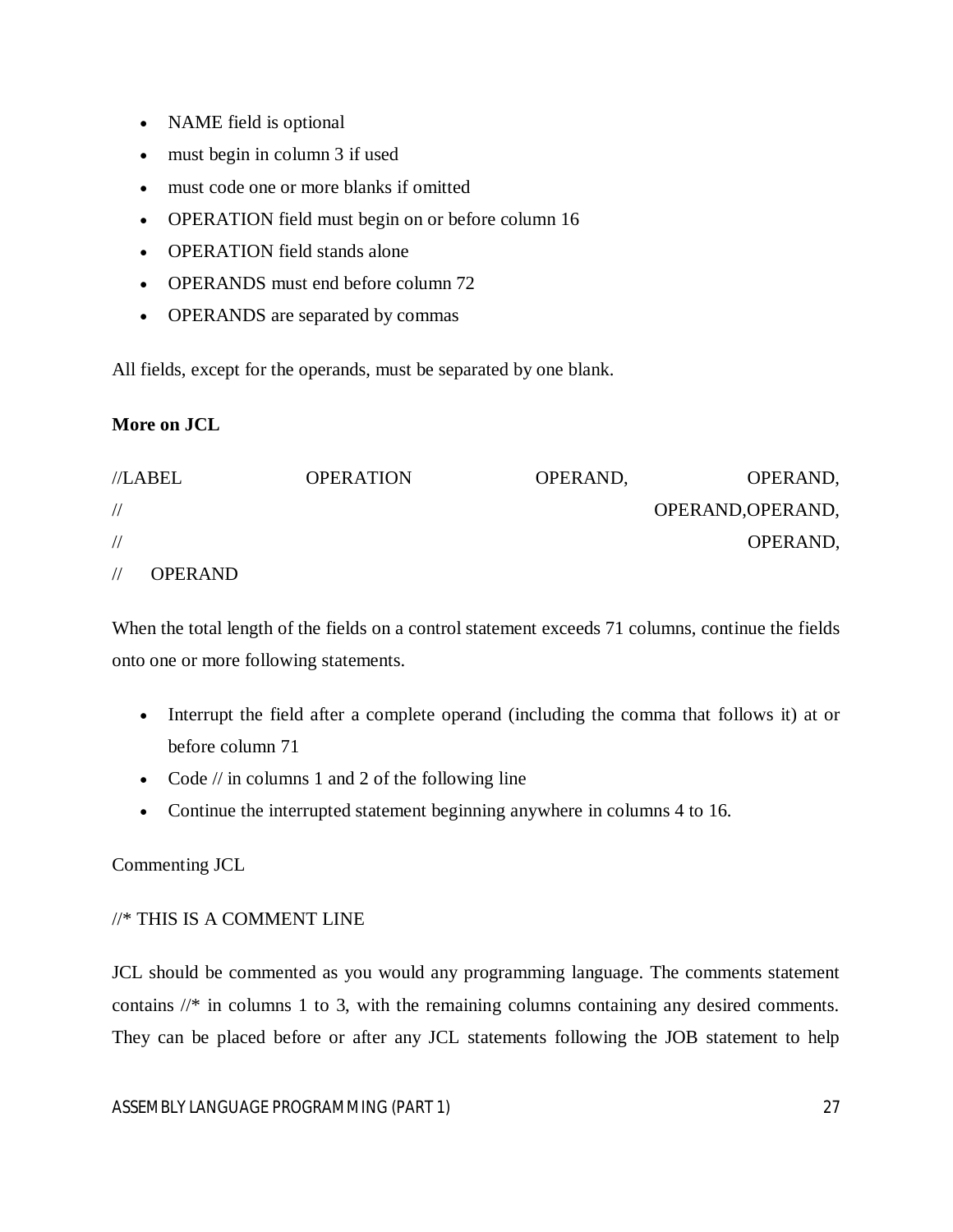- NAME field is optional
- must begin in column 3 if used
- must code one or more blanks if omitted
- OPERATION field must begin on or before column 16
- OPERATION field stands alone
- OPERANDS must end before column 72
- OPERANDS are separated by commas

All fields, except for the operands, must be separated by one blank.

**More on JCL**

```
//LABEL          OPERATION          OPERAND,          OPERAND,
//                                          OPERAND,OPERAND,
//                                                  OPERAND,
//    OPERAND
```

When the total length of the fields on a control statement exceeds 71 columns, continue the fields onto one or more following statements.

- Interrupt the field after a complete operand (including the comma that follows it) at or before column 71
- Code // in columns 1 and 2 of the following line
- Continue the interrupted statement beginning anywhere in columns 4 to 16.

Commenting JCL

//* THIS IS A COMMENT LINE

JCL should be commented as you would any programming language. The comments statement contains //* in columns 1 to 3, with the remaining columns containing any desired comments. They can be placed before or after any JCL statements following the JOB statement to help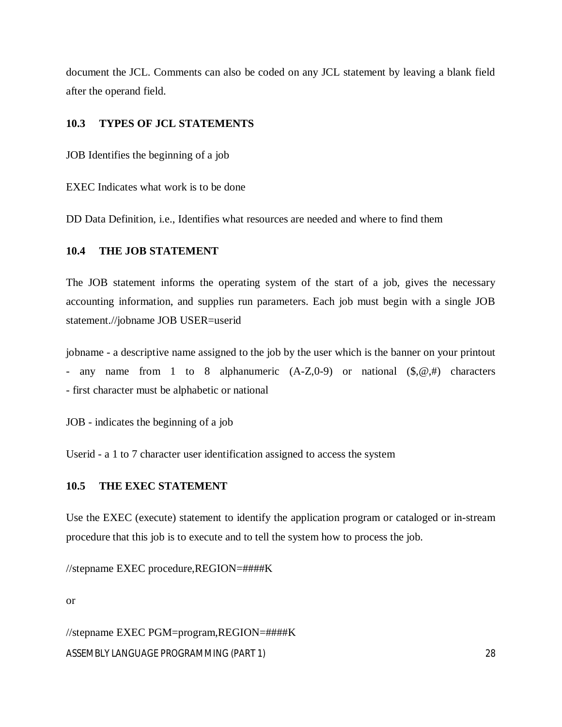document the JCL. Comments can also be coded on any JCL statement by leaving a blank field after the operand field.

## 10.3 TYPES OF JCL STATEMENTS

JOB Identifies the beginning of a job

EXEC Indicates what work is to be done

DD Data Definition, i.e., Identifies what resources are needed and where to find them

## 10.4 THE JOB STATEMENT

The JOB statement informs the operating system of the start of a job, gives the necessary accounting information, and supplies run parameters. Each job must begin with a single JOB statement.//jobname JOB USER=userid

jobname - a descriptive name assigned to the job by the user which is the banner on your printout
- any name from 1 to 8 alphanumeric (A-Z,0-9) or national ($,@,#) characters
- first character must be alphabetic or national

JOB - indicates the beginning of a job

Userid - a 1 to 7 character user identification assigned to access the system

## 10.5 THE EXEC STATEMENT

Use the EXEC (execute) statement to identify the application program or cataloged or in-stream procedure that this job is to execute and to tell the system how to process the job.

```
//stepname EXEC procedure,REGION=####K
```

or

```
//stepname EXEC PGM=program,REGION=####K
```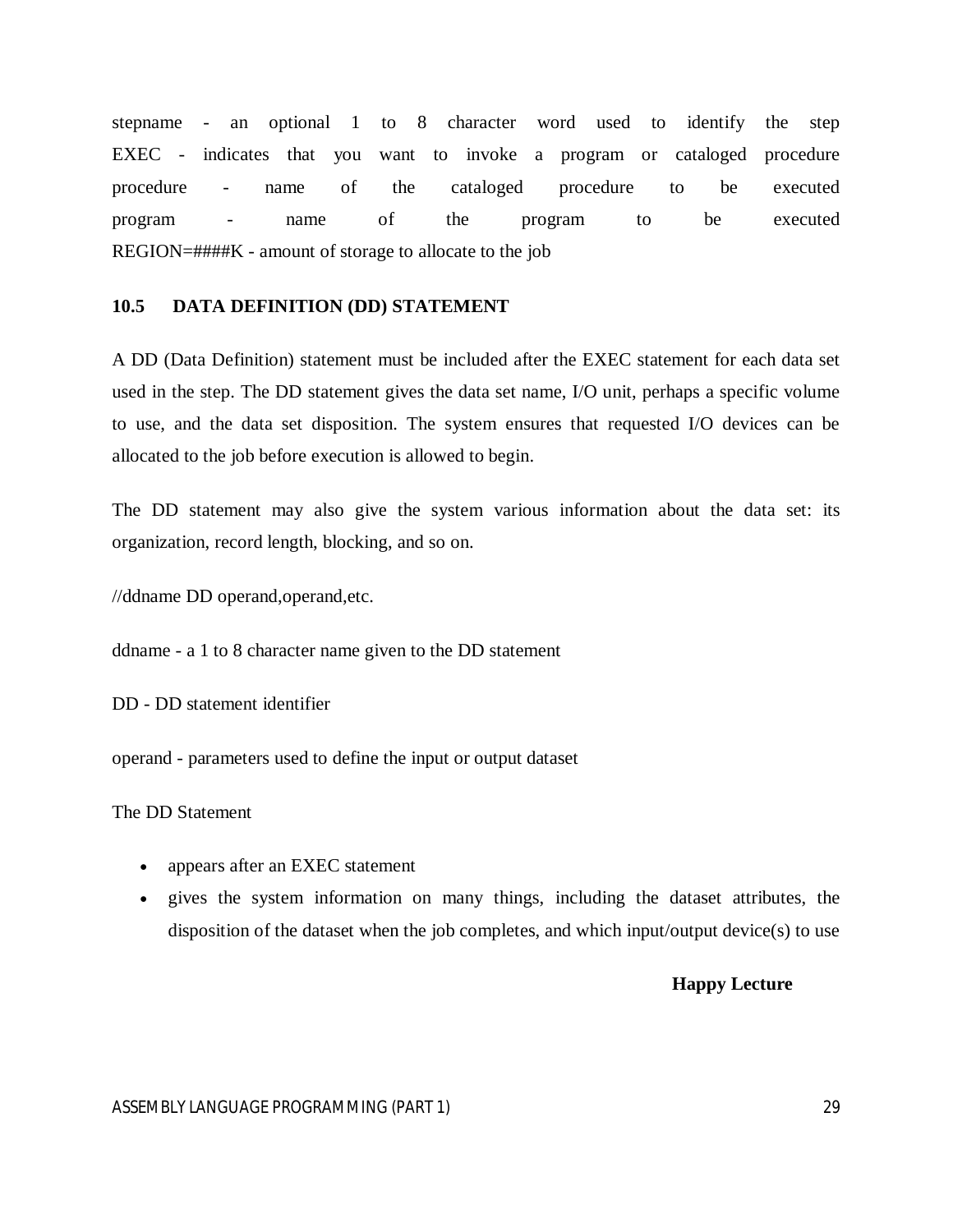stepname - an optional 1 to 8 character word used to identify the step
EXEC - indicates that you want to invoke a program or cataloged procedure
procedure - name of the cataloged procedure to be executed
program - name of the program to be executed
REGION=####K - amount of storage to allocate to the job

## 10.5 DATA DEFINITION (DD) STATEMENT

A DD (Data Definition) statement must be included after the EXEC statement for each data set used in the step. The DD statement gives the data set name, I/O unit, perhaps a specific volume to use, and the data set disposition. The system ensures that requested I/O devices can be allocated to the job before execution is allowed to begin.

The DD statement may also give the system various information about the data set: its organization, record length, blocking, and so on.

//ddname DD operand,operand,etc.

ddname - a 1 to 8 character name given to the DD statement

DD - DD statement identifier

operand - parameters used to define the input or output dataset

The DD Statement

- appears after an EXEC statement
- gives the system information on many things, including the dataset attributes, the disposition of the dataset when the job completes, and which input/output device(s) to use

**Happy Lecture**